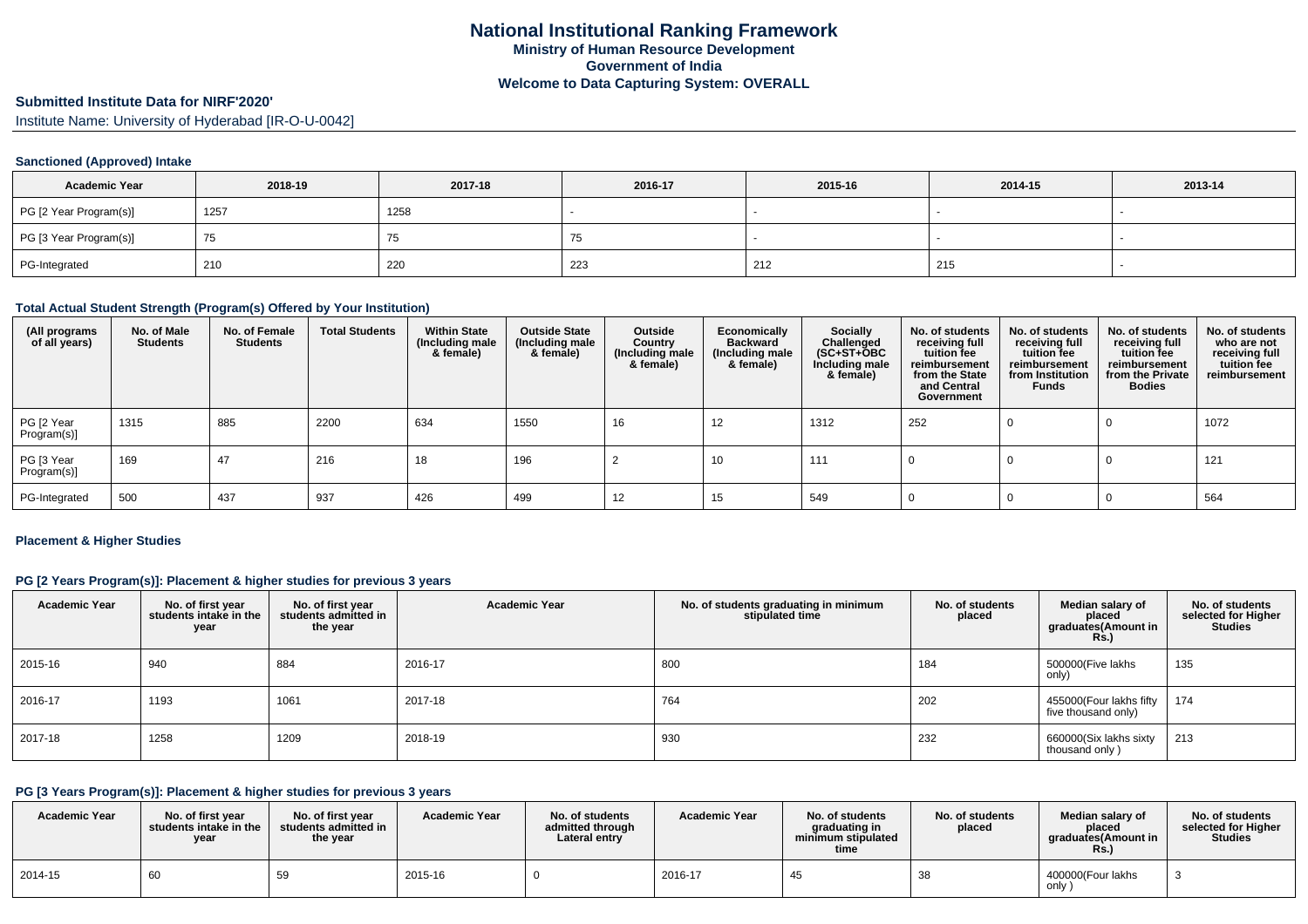# National Institutional Ranking Framework
## Ministry of Human Resource Development
## Government of India
## Welcome to Data Capturing System: OVERALL

**Submitted Institute Data for NIRF'2020'**

Institute Name: University of Hyderabad [IR-O-U-0042]

### Sanctioned (Approved) Intake

| Academic Year | 2018-19 | 2017-18 | 2016-17 | 2015-16 | 2014-15 | 2013-14 |
|---|---|---|---|---|---|---|
| PG [2 Year Program(s)] | 1257 | 1258 | - | - | - | - |
| PG [3 Year Program(s)] | 75 | 75 | 75 | - | - | - |
| PG-Integrated | 210 | 220 | 223 | 212 | 215 | - |

### Total Actual Student Strength (Program(s) Offered by Your Institution)

| (All programs of all years) | No. of Male Students | No. of Female Students | Total Students | Within State (Including male & female) | Outside State (Including male & female) | Outside Country (Including male & female) | Economically Backward (Including male & female) | Socially Challenged (SC+ST+OBC Including male & female) | No. of students receiving full tuition fee reimbursement from the State and Central Government | No. of students receiving full tuition fee reimbursement from Institution Funds | No. of students receiving full tuition fee reimbursement from the Private Bodies | No. of students who are not receiving full tuition fee reimbursement |
|---|---|---|---|---|---|---|---|---|---|---|---|---|
| PG [2 Year Program(s)] | 1315 | 885 | 2200 | 634 | 1550 | 16 | 12 | 1312 | 252 | 0 | 0 | 1072 |
| PG [3 Year Program(s)] | 169 | 47 | 216 | 18 | 196 | 2 | 10 | 111 | 0 | 0 | 0 | 121 |
| PG-Integrated | 500 | 437 | 937 | 426 | 499 | 12 | 15 | 549 | 0 | 0 | 0 | 564 |

### Placement & Higher Studies

#### PG [2 Years Program(s)]: Placement & higher studies for previous 3 years

| Academic Year | No. of first year students intake in the year | No. of first year students admitted in the year | Academic Year | No. of students graduating in minimum stipulated time | No. of students placed | Median salary of placed graduates(Amount in Rs.) | No. of students selected for Higher Studies |
|---|---|---|---|---|---|---|---|
| 2015-16 | 940 | 884 | 2016-17 | 800 | 184 | 500000(Five lakhs only) | 135 |
| 2016-17 | 1193 | 1061 | 2017-18 | 764 | 202 | 455000(Four lakhs fifty five thousand only) | 174 |
| 2017-18 | 1258 | 1209 | 2018-19 | 930 | 232 | 660000(Six lakhs sixty thousand only ) | 213 |

#### PG [3 Years Program(s)]: Placement & higher studies for previous 3 years

| Academic Year | No. of first year students intake in the year | No. of first year students admitted in the year | Academic Year | No. of students admitted through Lateral entry | Academic Year | No. of students graduating in minimum stipulated time | No. of students placed | Median salary of placed graduates(Amount in Rs.) | No. of students selected for Higher Studies |
|---|---|---|---|---|---|---|---|---|---|
| 2014-15 | 60 | 59 | 2015-16 | 0 | 2016-17 | 45 | 38 | 400000(Four lakhs only ) | 3 |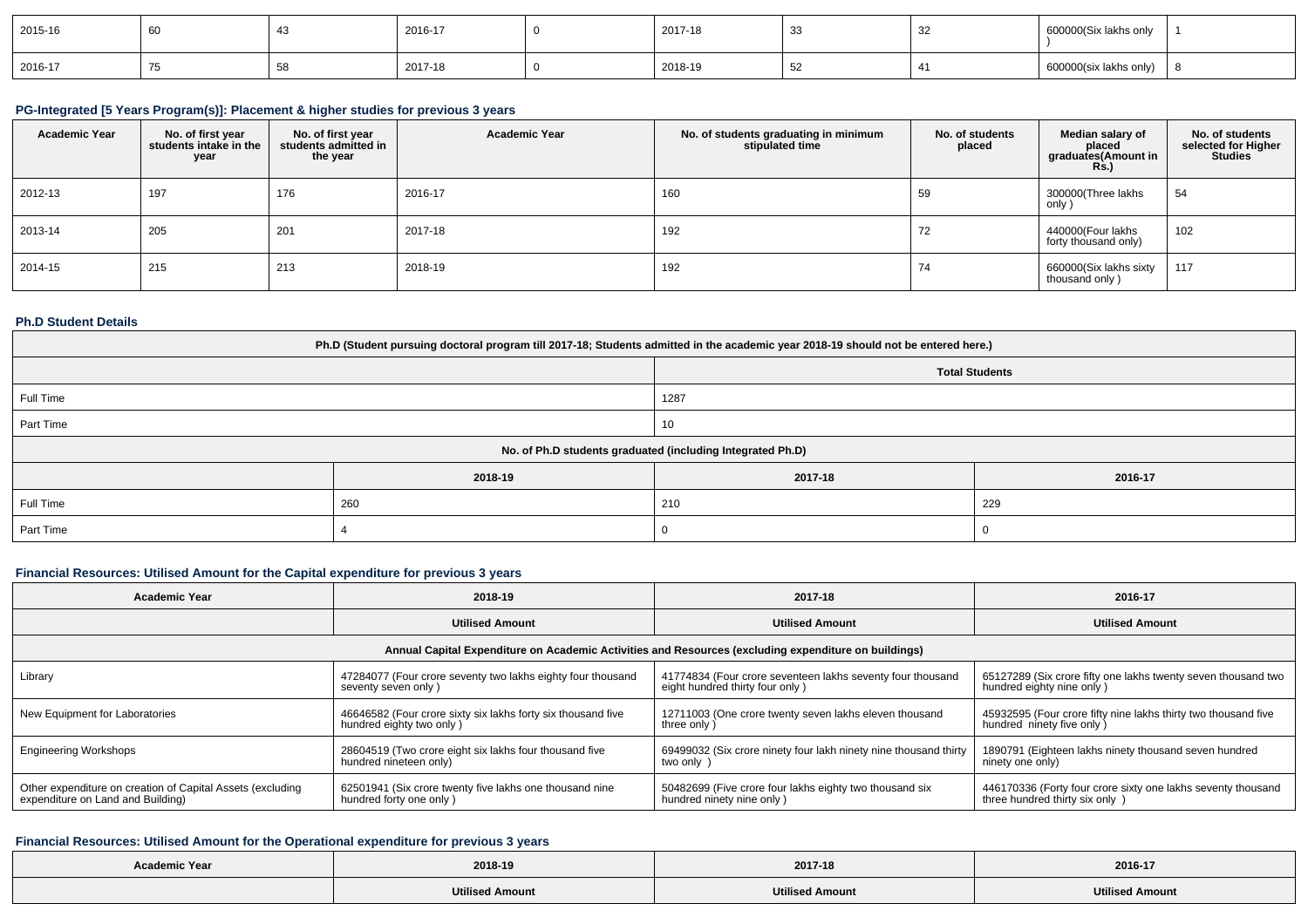| 2015-16 | 60 | 43 | 2016-17 | 0 | 2017-18 | 33 | 32 | 600000(Six lakhs only ) | 1 |
|---|---|---|---|---|---|---|---|---|---|
| 2016-17 | 75 | 58 | 2017-18 | 0 | 2018-19 | 52 | 41 | 600000(six lakhs only) | 8 |

### PG-Integrated [5 Years Program(s)]: Placement & higher studies for previous 3 years

| Academic Year | No. of first year students intake in the year | No. of first year students admitted in the year | Academic Year | No. of students graduating in minimum stipulated time | No. of students placed | Median salary of placed graduates(Amount in Rs.) | No. of students selected for Higher Studies |
|---|---|---|---|---|---|---|---|
| 2012-13 | 197 | 176 | 2016-17 | 160 | 59 | 300000(Three lakhs only ) | 54 |
| 2013-14 | 205 | 201 | 2017-18 | 192 | 72 | 440000(Four lakhs forty thousand only) | 102 |
| 2014-15 | 215 | 213 | 2018-19 | 192 | 74 | 660000(Six lakhs sixty thousand only ) | 117 |

### Ph.D Student Details

| Ph.D (Student pursuing doctoral program till 2017-18; Students admitted in the academic year 2018-19 should not be entered here.) | | | |
|---|---|---|---|
| | | Total Students | |
| Full Time | | 1287 | |
| Part Time | | 10 | |
| No. of Ph.D students graduated (including Integrated Ph.D) | | | |
| | 2018-19 | 2017-18 | 2016-17 |
| Full Time | 260 | 210 | 229 |
| Part Time | 4 | 0 | 0 |

### Financial Resources: Utilised Amount for the Capital expenditure for previous 3 years

| Academic Year | 2018-19 | 2017-18 | 2016-17 |
|---|---|---|---|
| | Utilised Amount | Utilised Amount | Utilised Amount |
| Annual Capital Expenditure on Academic Activities and Resources (excluding expenditure on buildings) | | | |
| Library | 47284077 (Four crore seventy two lakhs eighty four thousand seventy seven only ) | 41774834 (Four crore seventeen lakhs seventy four thousand eight hundred thirty four only ) | 65127289 (Six crore fifty one lakhs twenty seven thousand two hundred eighty nine only ) |
| New Equipment for Laboratories | 46646582 (Four crore sixty six lakhs forty six thousand five hundred eighty two only ) | 12711003 (One crore twenty seven lakhs eleven thousand three only ) | 45932595 (Four crore fifty nine lakhs thirty two thousand five hundred ninety five only ) |
| Engineering Workshops | 28604519 (Two crore eight six lakhs four thousand five hundred nineteen only) | 69499032 (Six crore ninety four lakh ninety nine thousand thirty two only ) | 1890791 (Eighteen lakhs ninety thousand seven hundred ninety one only) |
| Other expenditure on creation of Capital Assets (excluding expenditure on Land and Building) | 62501941 (Six crore twenty five lakhs one thousand nine hundred forty one only ) | 50482699 (Five crore four lakhs eighty two thousand six hundred ninety nine only ) | 446170336 (Forty four crore sixty one lakhs seventy thousand three hundred thirty six only ) |

### Financial Resources: Utilised Amount for the Operational expenditure for previous 3 years

| Academic Year | 2018-19 | 2017-18 | 2016-17 |
|---|---|---|---|
| | Utilised Amount | Utilised Amount | Utilised Amount |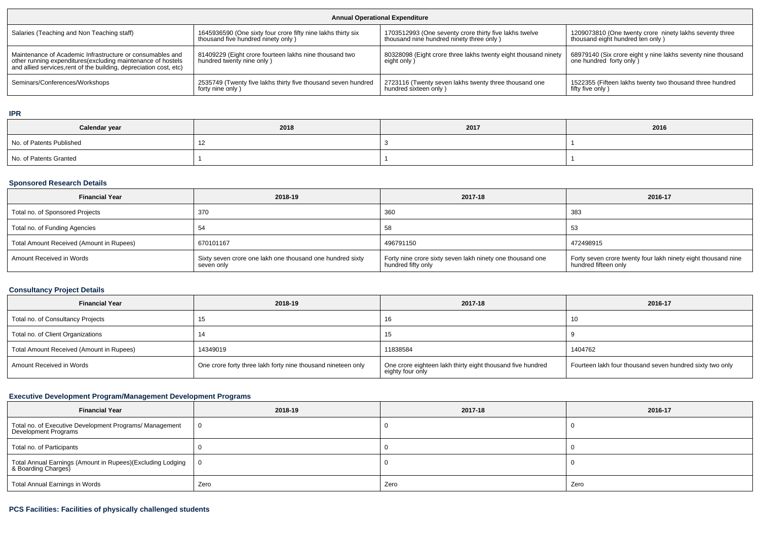| Annual Operational Expenditure | | | |
|---|---|---|---|
| Salaries (Teaching and Non Teaching staff) | 1645936590 (One sixty four crore fifty nine lakhs thirty six thousand five hundred ninety only ) | 1703512993 (One seventy crore thirty five lakhs twelve thousand nine hundred ninety three only ) | 1209073810 (One twenty crore ninety lakhs seventy three thousand eight hundred ten only ) |
| Maintenance of Academic Infrastructure or consumables and other running expenditures(excluding maintenance of hostels and allied services,rent of the building, depreciation cost, etc) | 81409229 (Eight crore fourteen lakhs nine thousand two hundred twenty nine only ) | 80328098 (Eight crore three lakhs twenty eight thousand ninety eight only ) | 68979140 (Six crore eight y nine lakhs seventy nine thousand one hundred forty only ) |
| Seminars/Conferences/Workshops | 2535749 (Twenty five lakhs thirty five thousand seven hundred forty nine only ) | 2723116 (Twenty seven lakhs twenty three thousand one hundred sixteen only ) | 1522355 (Fifteen lakhs twenty two thousand three hundred fifty five only ) |

### IPR

| Calendar year | 2018 | 2017 | 2016 |
|---|---|---|---|
| No. of Patents Published | 12 | 3 | 1 |
| No. of Patents Granted | 1 | 1 | 1 |

### Sponsored Research Details

| Financial Year | 2018-19 | 2017-18 | 2016-17 |
|---|---|---|---|
| Total no. of Sponsored Projects | 370 | 360 | 383 |
| Total no. of Funding Agencies | 54 | 58 | 53 |
| Total Amount Received (Amount in Rupees) | 670101167 | 496791150 | 472498915 |
| Amount Received in Words | Sixty seven crore one lakh one thousand one hundred sixty seven only | Forty nine crore sixty seven lakh ninety one thousand one hundred fifty only | Forty seven crore twenty four lakh ninety eight thousand nine hundred fifteen only |

### Consultancy Project Details

| Financial Year | 2018-19 | 2017-18 | 2016-17 |
|---|---|---|---|
| Total no. of Consultancy Projects | 15 | 16 | 10 |
| Total no. of Client Organizations | 14 | 15 | 9 |
| Total Amount Received (Amount in Rupees) | 14349019 | 11838584 | 1404762 |
| Amount Received in Words | One crore forty three lakh forty nine thousand nineteen only | One crore eighteen lakh thirty eight thousand five hundred eighty four only | Fourteen lakh four thousand seven hundred sixty two only |

### Executive Development Program/Management Development Programs

| Financial Year | 2018-19 | 2017-18 | 2016-17 |
|---|---|---|---|
| Total no. of Executive Development Programs/ Management Development Programs | 0 | 0 | 0 |
| Total no. of Participants | 0 | 0 | 0 |
| Total Annual Earnings (Amount in Rupees)(Excluding Lodging & Boarding Charges) | 0 | 0 | 0 |
| Total Annual Earnings in Words | Zero | Zero | Zero |

### PCS Facilities: Facilities of physically challenged students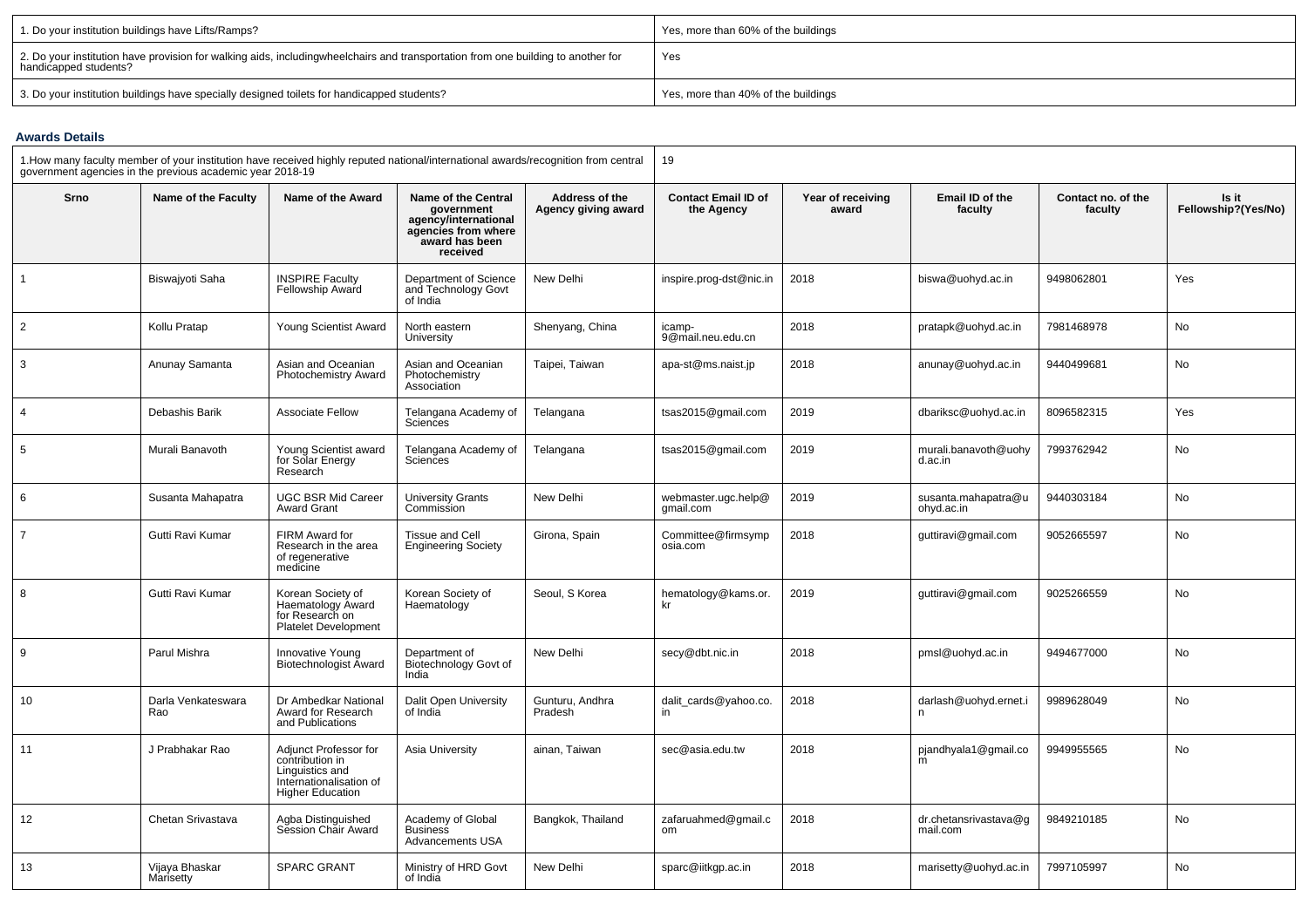| 1. Do your institution buildings have Lifts/Ramps? | Yes, more than 60% of the buildings |
|---|---|
| 2. Do your institution have provision for walking aids, includingwheelchairs and transportation from one building to another for handicapped students? | Yes |
| 3. Do your institution buildings have specially designed toilets for handicapped students? | Yes, more than 40% of the buildings |

### Awards Details

| 1.How many faculty member of your institution have received highly reputed national/international awards/recognition from central government agencies in the previous academic year 2018-19 | | | | | 19 | | | | |
|---|---|---|---|---|---|---|---|---|---|
| **Srno** | **Name of the Faculty** | **Name of the Award** | **Name of the Central government agency/international agencies from where award has been received** | **Address of the Agency giving award** | **Contact Email ID of the Agency** | **Year of receiving award** | **Email ID of the faculty** | **Contact no. of the faculty** | **Is it Fellowship?(Yes/No)** |
| 1 | Biswajyoti Saha | INSPIRE Faculty Fellowship Award | Department of Science and Technology Govt of India | New Delhi | inspire.prog-dst@nic.in | 2018 | biswa@uohyd.ac.in | 9498062801 | Yes |
| 2 | Kollu Pratap | Young Scientist Award | North eastern University | Shenyang, China | icamp-9@mail.neu.edu.cn | 2018 | pratapk@uohyd.ac.in | 7981468978 | No |
| 3 | Anunay Samanta | Asian and Oceanian Photochemistry Award | Asian and Oceanian Photochemistry Association | Taipei, Taiwan | apa-st@ms.naist.jp | 2018 | anunay@uohyd.ac.in | 9440499681 | No |
| 4 | Debashis Barik | Associate Fellow | Telangana Academy of Sciences | Telangana | tsas2015@gmail.com | 2019 | dbariksc@uohyd.ac.in | 8096582315 | Yes |
| 5 | Murali Banavoth | Young Scientist award for Solar Energy Research | Telangana Academy of Sciences | Telangana | tsas2015@gmail.com | 2019 | murali.banavoth@uohyd.ac.in | 7993762942 | No |
| 6 | Susanta Mahapatra | UGC BSR Mid Career Award Grant | University Grants Commission | New Delhi | webmaster.ugc.help@gmail.com | 2019 | susanta.mahapatra@uohyd.ac.in | 9440303184 | No |
| 7 | Gutti Ravi Kumar | FIRM Award for Research in the area of regenerative medicine | Tissue and Cell Engineering Society | Girona, Spain | Committee@firmsymposia.com | 2018 | guttiravi@gmail.com | 9052665597 | No |
| 8 | Gutti Ravi Kumar | Korean Society of Haematology Award for Research on Platelet Development | Korean Society of Haematology | Seoul, S Korea | hematology@kams.or.kr | 2019 | guttiravi@gmail.com | 9025266559 | No |
| 9 | Parul Mishra | Innovative Young Biotechnologist Award | Department of Biotechnology Govt of India | New Delhi | secy@dbt.nic.in | 2018 | pmsl@uohyd.ac.in | 9494677000 | No |
| 10 | Darla Venkateswara Rao | Dr Ambedkar National Award for Research and Publications | Dalit Open University of India | Gunturu, Andhra Pradesh | dalit_cards@yahoo.co.in | 2018 | darlash@uohyd.ernet.in | 9989628049 | No |
| 11 | J Prabhakar Rao | Adjunct Professor for contribution in Linguistics and Internationalisation of Higher Education | Asia University | ainan, Taiwan | sec@asia.edu.tw | 2018 | pjandhyala1@gmail.com | 9949955565 | No |
| 12 | Chetan Srivastava | Agba Distinguished Session Chair Award | Academy of Global Business Advancements USA | Bangkok, Thailand | zafaruahmed@gmail.com | 2018 | dr.chetansrivastava@gmail.com | 9849210185 | No |
| 13 | Vijaya Bhaskar Marisetty | SPARC GRANT | Ministry of HRD Govt of India | New Delhi | sparc@iitkgp.ac.in | 2018 | marisetty@uohyd.ac.in | 7997105997 | No |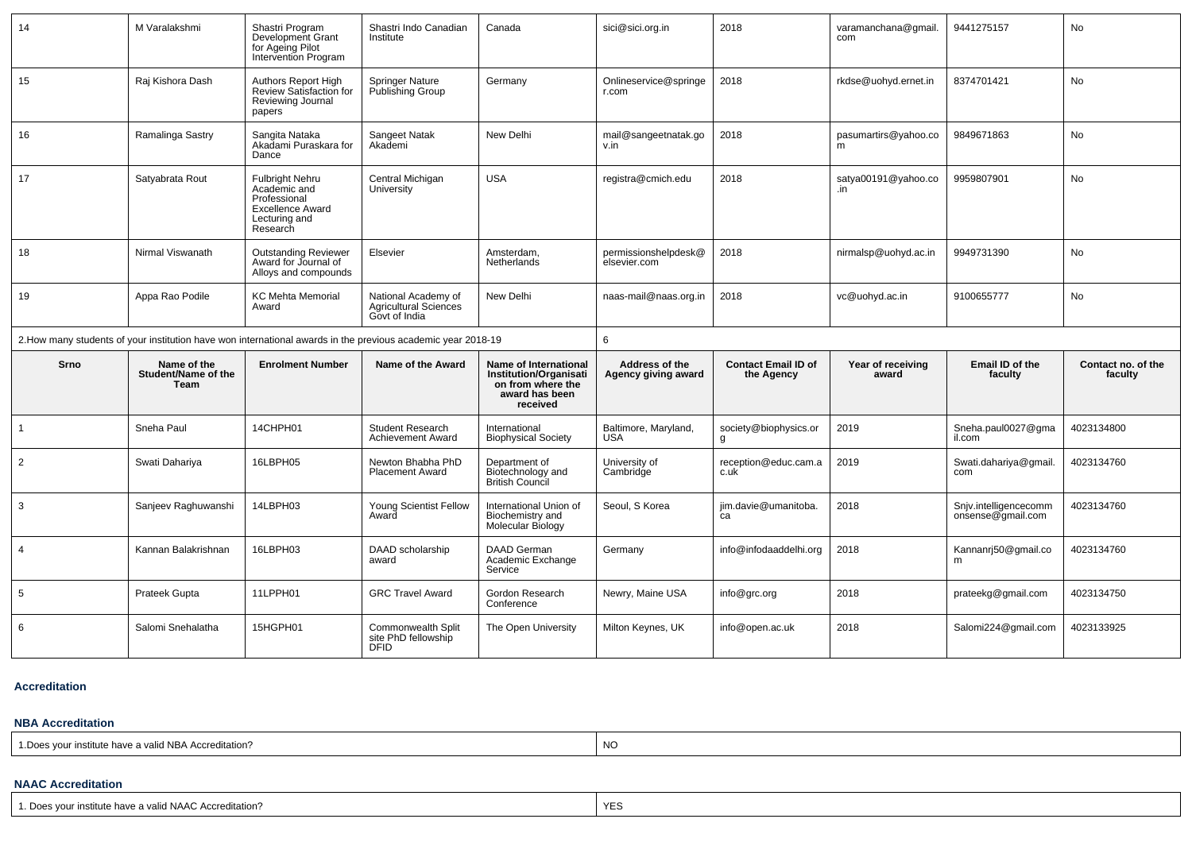| 14 | M Varalakshmi | Shastri Program Development Grant for Ageing Pilot Intervention Program | Shastri Indo Canadian Institute | Canada | sici@sici.org.in | 2018 | varamanchana@gmail.com | 9441275157 | No |
|---|---|---|---|---|---|---|---|---|---|
| 15 | Raj Kishora Dash | Authors Report High Review Satisfaction for Reviewing Journal papers | Springer Nature Publishing Group | Germany | Onlineservice@springer.com | 2018 | rkdse@uohyd.ernet.in | 8374701421 | No |
| 16 | Ramalinga Sastry | Sangita Nataka Akadami Puraskara for Dance | Sangeet Natak Akademi | New Delhi | mail@sangeetnatak.gov.in | 2018 | pasumartirs@yahoo.com | 9849671863 | No |
| 17 | Satyabrata Rout | Fulbright Nehru Academic and Professional Excellence Award Lecturing and Research | Central Michigan University | USA | registra@cmich.edu | 2018 | satya00191@yahoo.co.in | 9959807901 | No |
| 18 | Nirmal Viswanath | Outstanding Reviewer Award for Journal of Alloys and compounds | Elsevier | Amsterdam, Netherlands | permissionshelpdesk@elsevier.com | 2018 | nirmalsp@uohyd.ac.in | 9949731390 | No |
| 19 | Appa Rao Podile | KC Mehta Memorial Award | National Academy of Agricultural Sciences Govt of India | New Delhi | naas-mail@naas.org.in | 2018 | vc@uohyd.ac.in | 9100655777 | No |

| 2.How many students of your institution have won international awards in the previous academic year 2018-19 | 6 |
|---|---|

| Srno | Name of the Student/Name of the Team | Enrolment Number | Name of the Award | Name of International Institution/Organisation from where the award has been received | Address of the Agency giving award | Contact Email ID of the Agency | Year of receiving award | Email ID of the faculty | Contact no. of the faculty |
|---|---|---|---|---|---|---|---|---|---|
| 1 | Sneha Paul | 14CHPH01 | Student Research Achievement Award | International Biophysical Society | Baltimore, Maryland, USA | society@biophysics.org | 2019 | Sneha.paul0027@gmail.com | 4023134800 |
| 2 | Swati Dahariya | 16LBPH05 | Newton Bhabha PhD Placement Award | Department of Biotechnology and British Council | University of Cambridge | reception@educ.cam.ac.uk | 2019 | Swati.dahariya@gmail.com | 4023134760 |
| 3 | Sanjeev Raghuwanshi | 14LBPH03 | Young Scientist Fellow Award | International Union of Biochemistry and Molecular Biology | Seoul, S Korea | jim.davie@umanitoba.ca | 2018 | Snjv.intelligencecommonsense@gmail.com | 4023134760 |
| 4 | Kannan Balakrishnan | 16LBPH03 | DAAD scholarship award | DAAD German Academic Exchange Service | Germany | info@infodaaddelhi.org | 2018 | Kannanrj50@gmail.com | 4023134760 |
| 5 | Prateek Gupta | 11LPPH01 | GRC Travel Award | Gordon Research Conference | Newry, Maine USA | info@grc.org | 2018 | prateekg@gmail.com | 4023134750 |
| 6 | Salomi Snehalatha | 15HGPH01 | Commonwealth Split site PhD fellowship DFID | The Open University | Milton Keynes, UK | info@open.ac.uk | 2018 | Salomi224@gmail.com | 4023133925 |

### Accreditation

#### NBA Accreditation

| 1.Does your institute have a valid NBA Accreditation? | NO |
|---|---|

#### NAAC Accreditation

| 1. Does your institute have a valid NAAC Accreditation? | YES |
|---|---|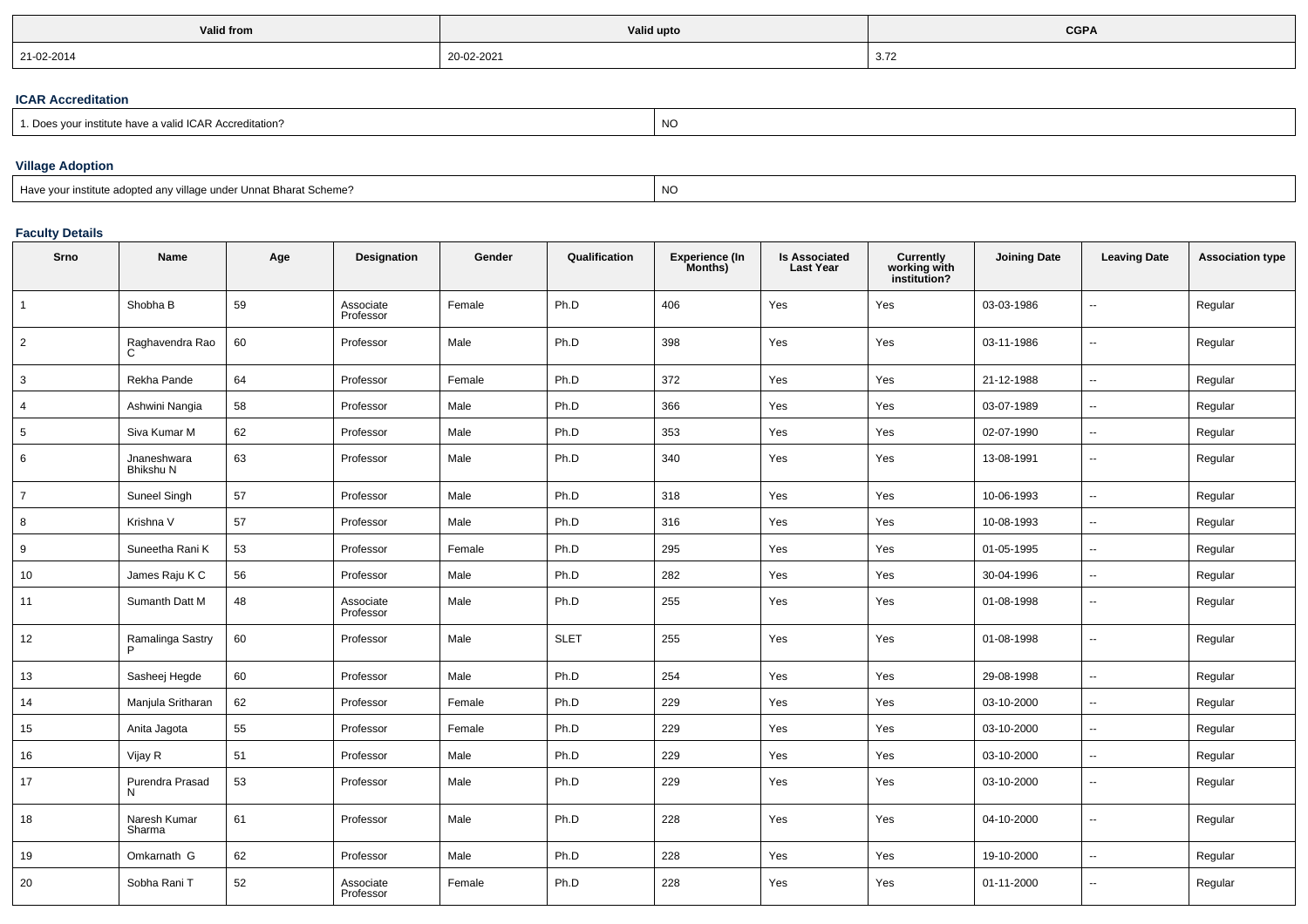| Valid from | Valid upto | CGPA |
|---|---|---|
| 21-02-2014 | 20-02-2021 | 3.72 |

### ICAR Accreditation

| 1. Does your institute have a valid ICAR Accreditation? | NO |
|---|---|

### Village Adoption

| Have your institute adopted any village under Unnat Bharat Scheme? | NO |
|---|---|

### Faculty Details

| Srno | Name | Age | Designation | Gender | Qualification | Experience (In Months) | Is Associated Last Year | Currently working with institution? | Joining Date | Leaving Date | Association type |
|---|---|---|---|---|---|---|---|---|---|---|---|
| 1 | Shobha B | 59 | Associate Professor | Female | Ph.D | 406 | Yes | Yes | 03-03-1986 | -- | Regular |
| 2 | Raghavendra Rao C | 60 | Professor | Male | Ph.D | 398 | Yes | Yes | 03-11-1986 | -- | Regular |
| 3 | Rekha Pande | 64 | Professor | Female | Ph.D | 372 | Yes | Yes | 21-12-1988 | -- | Regular |
| 4 | Ashwini Nangia | 58 | Professor | Male | Ph.D | 366 | Yes | Yes | 03-07-1989 | -- | Regular |
| 5 | Siva Kumar M | 62 | Professor | Male | Ph.D | 353 | Yes | Yes | 02-07-1990 | -- | Regular |
| 6 | Jnaneshwara Bhikshu N | 63 | Professor | Male | Ph.D | 340 | Yes | Yes | 13-08-1991 | -- | Regular |
| 7 | Suneel Singh | 57 | Professor | Male | Ph.D | 318 | Yes | Yes | 10-06-1993 | -- | Regular |
| 8 | Krishna V | 57 | Professor | Male | Ph.D | 316 | Yes | Yes | 10-08-1993 | -- | Regular |
| 9 | Suneetha Rani K | 53 | Professor | Female | Ph.D | 295 | Yes | Yes | 01-05-1995 | -- | Regular |
| 10 | James Raju K C | 56 | Professor | Male | Ph.D | 282 | Yes | Yes | 30-04-1996 | -- | Regular |
| 11 | Sumanth Datt M | 48 | Associate Professor | Male | Ph.D | 255 | Yes | Yes | 01-08-1998 | -- | Regular |
| 12 | Ramalinga Sastry P | 60 | Professor | Male | SLET | 255 | Yes | Yes | 01-08-1998 | -- | Regular |
| 13 | Sasheej Hegde | 60 | Professor | Male | Ph.D | 254 | Yes | Yes | 29-08-1998 | -- | Regular |
| 14 | Manjula Sritharan | 62 | Professor | Female | Ph.D | 229 | Yes | Yes | 03-10-2000 | -- | Regular |
| 15 | Anita Jagota | 55 | Professor | Female | Ph.D | 229 | Yes | Yes | 03-10-2000 | -- | Regular |
| 16 | Vijay R | 51 | Professor | Male | Ph.D | 229 | Yes | Yes | 03-10-2000 | -- | Regular |
| 17 | Purendra Prasad N | 53 | Professor | Male | Ph.D | 229 | Yes | Yes | 03-10-2000 | -- | Regular |
| 18 | Naresh Kumar Sharma | 61 | Professor | Male | Ph.D | 228 | Yes | Yes | 04-10-2000 | -- | Regular |
| 19 | Omkarnath G | 62 | Professor | Male | Ph.D | 228 | Yes | Yes | 19-10-2000 | -- | Regular |
| 20 | Sobha Rani T | 52 | Associate Professor | Female | Ph.D | 228 | Yes | Yes | 01-11-2000 | -- | Regular |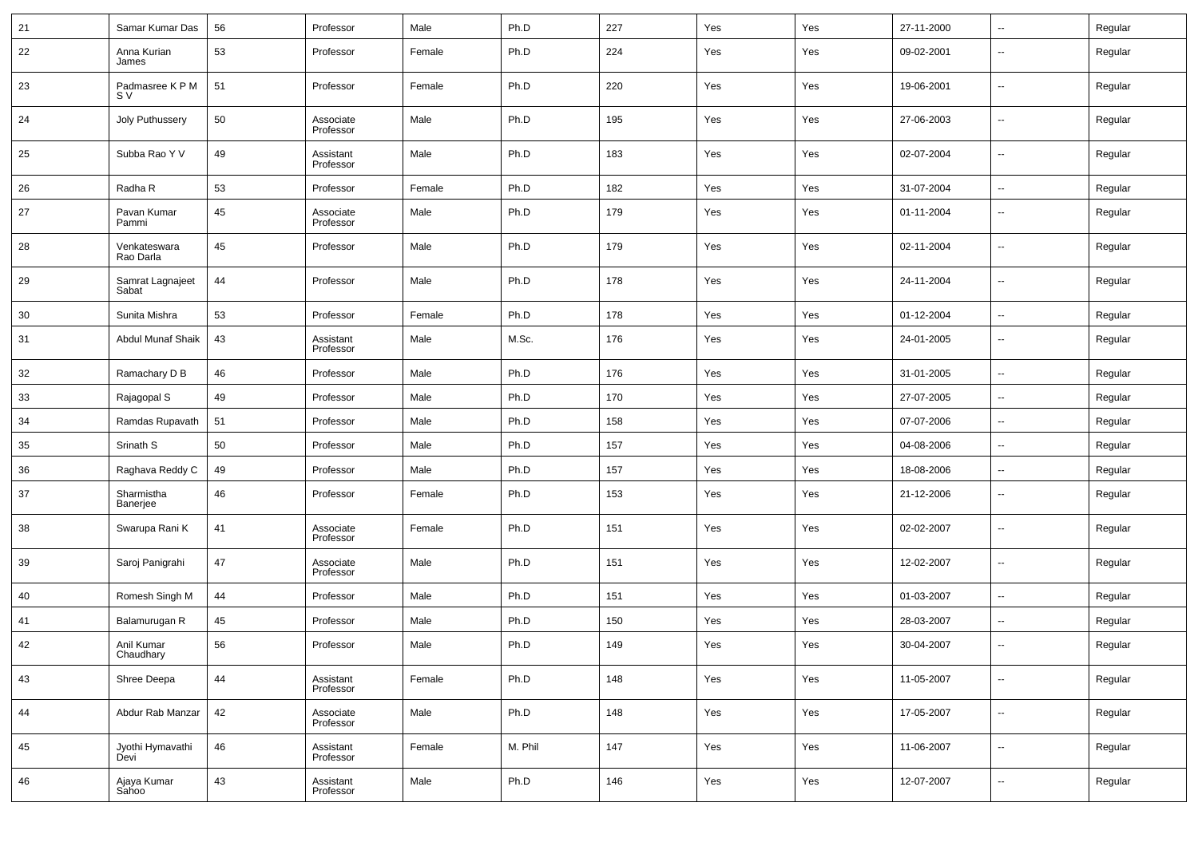| 21 | Samar Kumar Das | 56 | Professor | Male | Ph.D | 227 | Yes | Yes | 27-11-2000 | -- | Regular |
|---|---|---|---|---|---|---|---|---|---|---|---|
| 22 | Anna Kurian James | 53 | Professor | Female | Ph.D | 224 | Yes | Yes | 09-02-2001 | -- | Regular |
| 23 | Padmasree K P M S V | 51 | Professor | Female | Ph.D | 220 | Yes | Yes | 19-06-2001 | -- | Regular |
| 24 | Joly Puthussery | 50 | Associate Professor | Male | Ph.D | 195 | Yes | Yes | 27-06-2003 | -- | Regular |
| 25 | Subba Rao Y V | 49 | Assistant Professor | Male | Ph.D | 183 | Yes | Yes | 02-07-2004 | -- | Regular |
| 26 | Radha R | 53 | Professor | Female | Ph.D | 182 | Yes | Yes | 31-07-2004 | -- | Regular |
| 27 | Pavan Kumar Pammi | 45 | Associate Professor | Male | Ph.D | 179 | Yes | Yes | 01-11-2004 | -- | Regular |
| 28 | Venkateswara Rao Darla | 45 | Professor | Male | Ph.D | 179 | Yes | Yes | 02-11-2004 | -- | Regular |
| 29 | Samrat Lagnajeet Sabat | 44 | Professor | Male | Ph.D | 178 | Yes | Yes | 24-11-2004 | -- | Regular |
| 30 | Sunita Mishra | 53 | Professor | Female | Ph.D | 178 | Yes | Yes | 01-12-2004 | -- | Regular |
| 31 | Abdul Munaf Shaik | 43 | Assistant Professor | Male | M.Sc. | 176 | Yes | Yes | 24-01-2005 | -- | Regular |
| 32 | Ramachary D B | 46 | Professor | Male | Ph.D | 176 | Yes | Yes | 31-01-2005 | -- | Regular |
| 33 | Rajagopal S | 49 | Professor | Male | Ph.D | 170 | Yes | Yes | 27-07-2005 | -- | Regular |
| 34 | Ramdas Rupavath | 51 | Professor | Male | Ph.D | 158 | Yes | Yes | 07-07-2006 | -- | Regular |
| 35 | Srinath S | 50 | Professor | Male | Ph.D | 157 | Yes | Yes | 04-08-2006 | -- | Regular |
| 36 | Raghava Reddy C | 49 | Professor | Male | Ph.D | 157 | Yes | Yes | 18-08-2006 | -- | Regular |
| 37 | Sharmistha Banerjee | 46 | Professor | Female | Ph.D | 153 | Yes | Yes | 21-12-2006 | -- | Regular |
| 38 | Swarupa Rani K | 41 | Associate Professor | Female | Ph.D | 151 | Yes | Yes | 02-02-2007 | -- | Regular |
| 39 | Saroj Panigrahi | 47 | Associate Professor | Male | Ph.D | 151 | Yes | Yes | 12-02-2007 | -- | Regular |
| 40 | Romesh Singh M | 44 | Professor | Male | Ph.D | 151 | Yes | Yes | 01-03-2007 | -- | Regular |
| 41 | Balamurugan R | 45 | Professor | Male | Ph.D | 150 | Yes | Yes | 28-03-2007 | -- | Regular |
| 42 | Anil Kumar Chaudhary | 56 | Professor | Male | Ph.D | 149 | Yes | Yes | 30-04-2007 | -- | Regular |
| 43 | Shree Deepa | 44 | Assistant Professor | Female | Ph.D | 148 | Yes | Yes | 11-05-2007 | -- | Regular |
| 44 | Abdur Rab Manzar | 42 | Associate Professor | Male | Ph.D | 148 | Yes | Yes | 17-05-2007 | -- | Regular |
| 45 | Jyothi Hymavathi Devi | 46 | Assistant Professor | Female | M. Phil | 147 | Yes | Yes | 11-06-2007 | -- | Regular |
| 46 | Ajaya Kumar Sahoo | 43 | Assistant Professor | Male | Ph.D | 146 | Yes | Yes | 12-07-2007 | -- | Regular |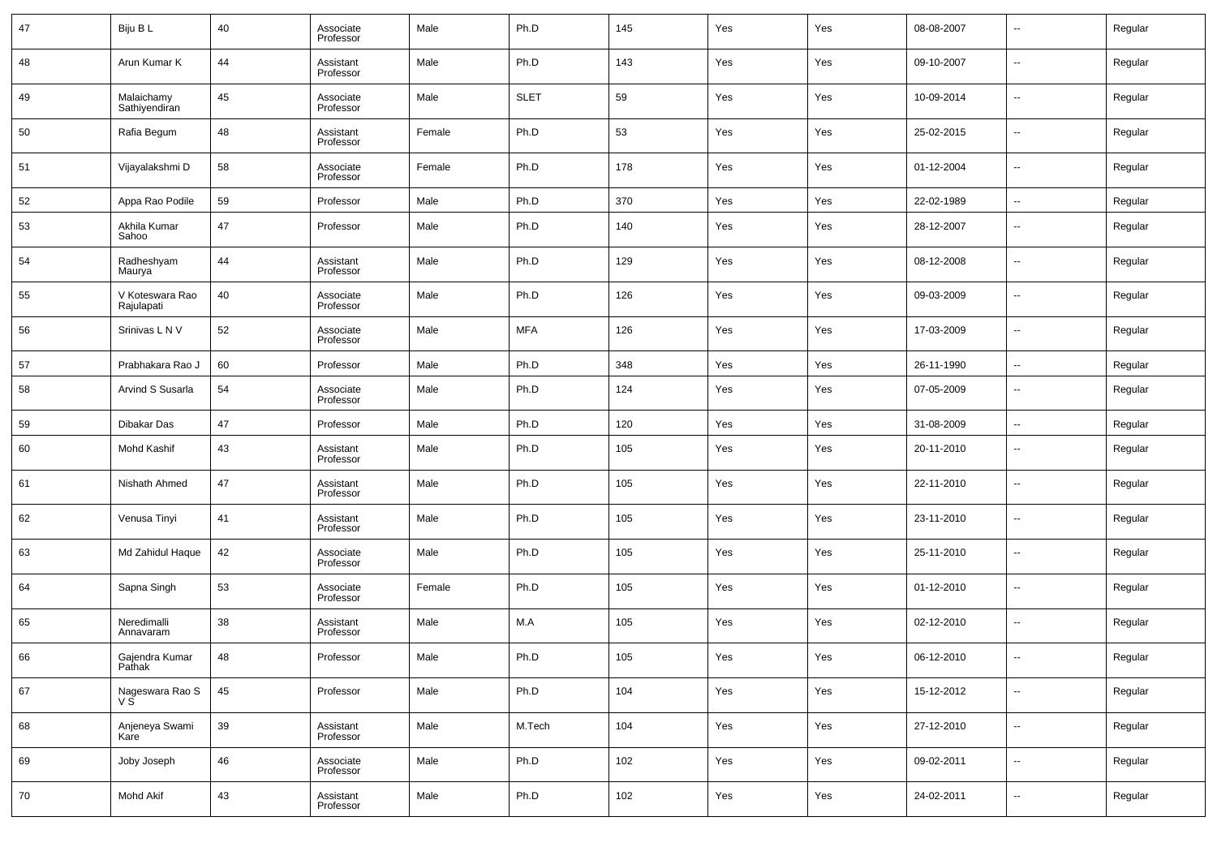| 47 | Biju B L | 40 | Associate Professor | Male | Ph.D | 145 | Yes | Yes | 08-08-2007 | -- | Regular |
|---|---|---|---|---|---|---|---|---|---|---|---|
| 48 | Arun Kumar K | 44 | Assistant Professor | Male | Ph.D | 143 | Yes | Yes | 09-10-2007 | -- | Regular |
| 49 | Malaichamy Sathiyendiran | 45 | Associate Professor | Male | SLET | 59 | Yes | Yes | 10-09-2014 | -- | Regular |
| 50 | Rafia Begum | 48 | Assistant Professor | Female | Ph.D | 53 | Yes | Yes | 25-02-2015 | -- | Regular |
| 51 | Vijayalakshmi D | 58 | Associate Professor | Female | Ph.D | 178 | Yes | Yes | 01-12-2004 | -- | Regular |
| 52 | Appa Rao Podile | 59 | Professor | Male | Ph.D | 370 | Yes | Yes | 22-02-1989 | -- | Regular |
| 53 | Akhila Kumar Sahoo | 47 | Professor | Male | Ph.D | 140 | Yes | Yes | 28-12-2007 | -- | Regular |
| 54 | Radheshyam Maurya | 44 | Assistant Professor | Male | Ph.D | 129 | Yes | Yes | 08-12-2008 | -- | Regular |
| 55 | V Koteswara Rao Rajulapati | 40 | Associate Professor | Male | Ph.D | 126 | Yes | Yes | 09-03-2009 | -- | Regular |
| 56 | Srinivas L N V | 52 | Associate Professor | Male | MFA | 126 | Yes | Yes | 17-03-2009 | -- | Regular |
| 57 | Prabhakara Rao J | 60 | Professor | Male | Ph.D | 348 | Yes | Yes | 26-11-1990 | -- | Regular |
| 58 | Arvind S Susarla | 54 | Associate Professor | Male | Ph.D | 124 | Yes | Yes | 07-05-2009 | -- | Regular |
| 59 | Dibakar Das | 47 | Professor | Male | Ph.D | 120 | Yes | Yes | 31-08-2009 | -- | Regular |
| 60 | Mohd Kashif | 43 | Assistant Professor | Male | Ph.D | 105 | Yes | Yes | 20-11-2010 | -- | Regular |
| 61 | Nishath Ahmed | 47 | Assistant Professor | Male | Ph.D | 105 | Yes | Yes | 22-11-2010 | -- | Regular |
| 62 | Venusa Tinyi | 41 | Assistant Professor | Male | Ph.D | 105 | Yes | Yes | 23-11-2010 | -- | Regular |
| 63 | Md Zahidul Haque | 42 | Associate Professor | Male | Ph.D | 105 | Yes | Yes | 25-11-2010 | -- | Regular |
| 64 | Sapna Singh | 53 | Associate Professor | Female | Ph.D | 105 | Yes | Yes | 01-12-2010 | -- | Regular |
| 65 | Neredimalli Annavaram | 38 | Assistant Professor | Male | M.A | 105 | Yes | Yes | 02-12-2010 | -- | Regular |
| 66 | Gajendra Kumar Pathak | 48 | Professor | Male | Ph.D | 105 | Yes | Yes | 06-12-2010 | -- | Regular |
| 67 | Nageswara Rao S V S | 45 | Professor | Male | Ph.D | 104 | Yes | Yes | 15-12-2012 | -- | Regular |
| 68 | Anjeneya Swami Kare | 39 | Assistant Professor | Male | M.Tech | 104 | Yes | Yes | 27-12-2010 | -- | Regular |
| 69 | Joby Joseph | 46 | Associate Professor | Male | Ph.D | 102 | Yes | Yes | 09-02-2011 | -- | Regular |
| 70 | Mohd Akif | 43 | Assistant Professor | Male | Ph.D | 102 | Yes | Yes | 24-02-2011 | -- | Regular |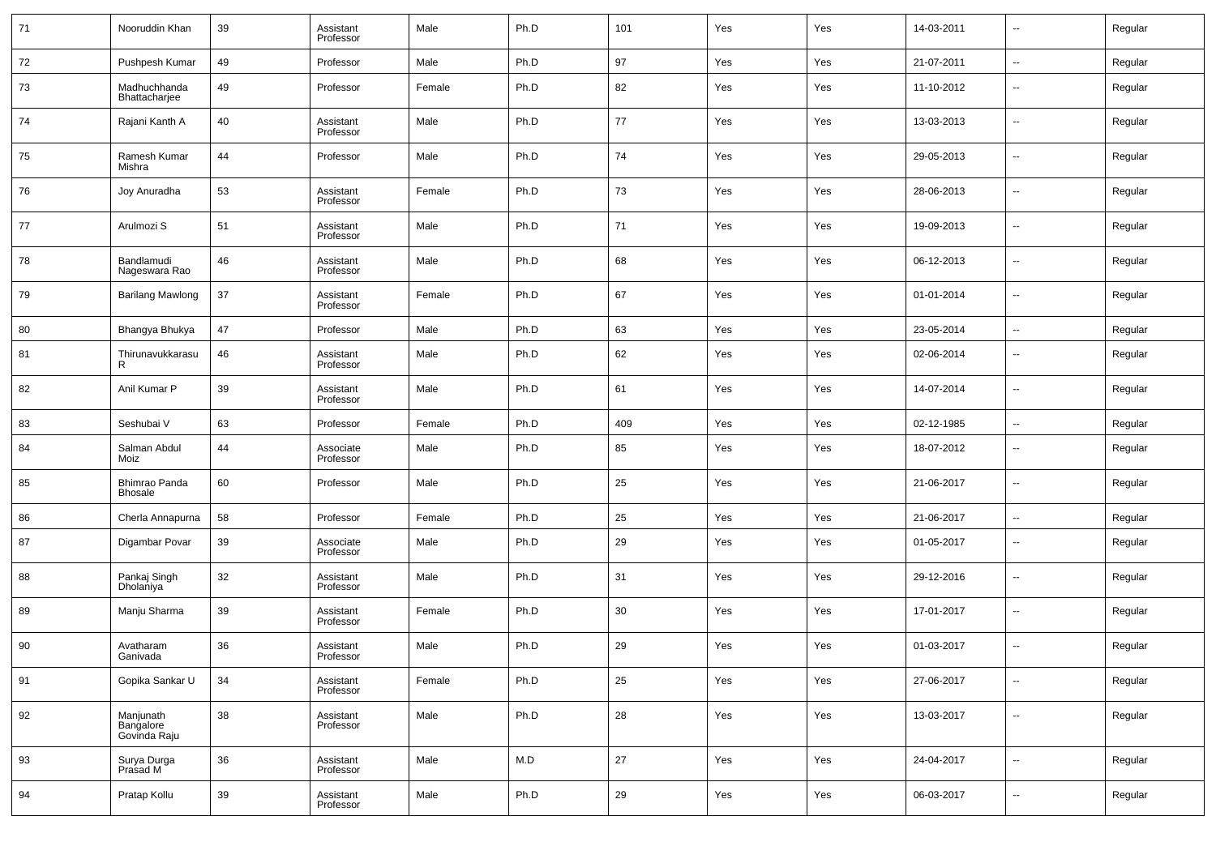| 71 | Nooruddin Khan | 39 | Assistant Professor | Male | Ph.D | 101 | Yes | Yes | 14-03-2011 | -- | Regular |
|---|---|---|---|---|---|---|---|---|---|---|---|
| 72 | Pushpesh Kumar | 49 | Professor | Male | Ph.D | 97 | Yes | Yes | 21-07-2011 | -- | Regular |
| 73 | Madhuchhanda Bhattacharjee | 49 | Professor | Female | Ph.D | 82 | Yes | Yes | 11-10-2012 | -- | Regular |
| 74 | Rajani Kanth A | 40 | Assistant Professor | Male | Ph.D | 77 | Yes | Yes | 13-03-2013 | -- | Regular |
| 75 | Ramesh Kumar Mishra | 44 | Professor | Male | Ph.D | 74 | Yes | Yes | 29-05-2013 | -- | Regular |
| 76 | Joy Anuradha | 53 | Assistant Professor | Female | Ph.D | 73 | Yes | Yes | 28-06-2013 | -- | Regular |
| 77 | Arulmozi S | 51 | Assistant Professor | Male | Ph.D | 71 | Yes | Yes | 19-09-2013 | -- | Regular |
| 78 | Bandlamudi Nageswara Rao | 46 | Assistant Professor | Male | Ph.D | 68 | Yes | Yes | 06-12-2013 | -- | Regular |
| 79 | Barilang Mawlong | 37 | Assistant Professor | Female | Ph.D | 67 | Yes | Yes | 01-01-2014 | -- | Regular |
| 80 | Bhangya Bhukya | 47 | Professor | Male | Ph.D | 63 | Yes | Yes | 23-05-2014 | -- | Regular |
| 81 | Thirunavukkarasu R | 46 | Assistant Professor | Male | Ph.D | 62 | Yes | Yes | 02-06-2014 | -- | Regular |
| 82 | Anil Kumar P | 39 | Assistant Professor | Male | Ph.D | 61 | Yes | Yes | 14-07-2014 | -- | Regular |
| 83 | Seshubai V | 63 | Professor | Female | Ph.D | 409 | Yes | Yes | 02-12-1985 | -- | Regular |
| 84 | Salman Abdul Moiz | 44 | Associate Professor | Male | Ph.D | 85 | Yes | Yes | 18-07-2012 | -- | Regular |
| 85 | Bhimrao Panda Bhosale | 60 | Professor | Male | Ph.D | 25 | Yes | Yes | 21-06-2017 | -- | Regular |
| 86 | Cherla Annapurna | 58 | Professor | Female | Ph.D | 25 | Yes | Yes | 21-06-2017 | -- | Regular |
| 87 | Digambar Povar | 39 | Associate Professor | Male | Ph.D | 29 | Yes | Yes | 01-05-2017 | -- | Regular |
| 88 | Pankaj Singh Dholaniya | 32 | Assistant Professor | Male | Ph.D | 31 | Yes | Yes | 29-12-2016 | -- | Regular |
| 89 | Manju Sharma | 39 | Assistant Professor | Female | Ph.D | 30 | Yes | Yes | 17-01-2017 | -- | Regular |
| 90 | Avatharam Ganivada | 36 | Assistant Professor | Male | Ph.D | 29 | Yes | Yes | 01-03-2017 | -- | Regular |
| 91 | Gopika Sankar U | 34 | Assistant Professor | Female | Ph.D | 25 | Yes | Yes | 27-06-2017 | -- | Regular |
| 92 | Manjunath Bangalore Govinda Raju | 38 | Assistant Professor | Male | Ph.D | 28 | Yes | Yes | 13-03-2017 | -- | Regular |
| 93 | Surya Durga Prasad M | 36 | Assistant Professor | Male | M.D | 27 | Yes | Yes | 24-04-2017 | -- | Regular |
| 94 | Pratap Kollu | 39 | Assistant Professor | Male | Ph.D | 29 | Yes | Yes | 06-03-2017 | -- | Regular |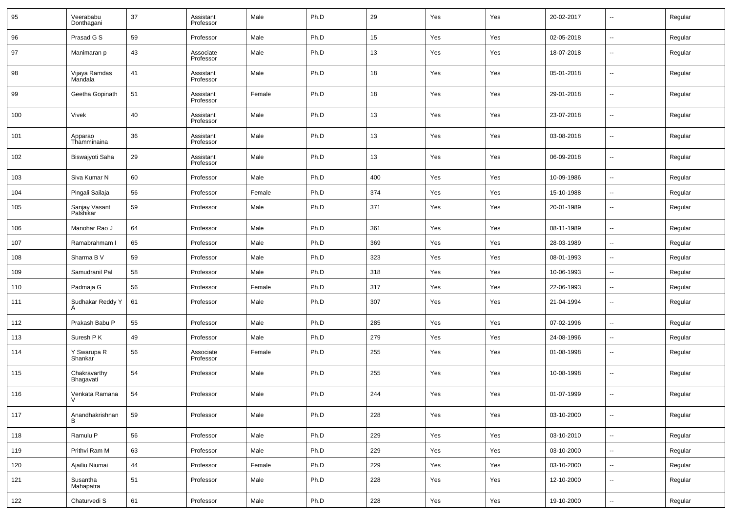| 95 | Veerababu Donthagani | 37 | Assistant Professor | Male | Ph.D | 29 | Yes | Yes | 20-02-2017 | -- | Regular |
|---|---|---|---|---|---|---|---|---|---|---|---|
| 96 | Prasad G S | 59 | Professor | Male | Ph.D | 15 | Yes | Yes | 02-05-2018 | -- | Regular |
| 97 | Manimaran p | 43 | Associate Professor | Male | Ph.D | 13 | Yes | Yes | 18-07-2018 | -- | Regular |
| 98 | Vijaya Ramdas Mandala | 41 | Assistant Professor | Male | Ph.D | 18 | Yes | Yes | 05-01-2018 | -- | Regular |
| 99 | Geetha Gopinath | 51 | Assistant Professor | Female | Ph.D | 18 | Yes | Yes | 29-01-2018 | -- | Regular |
| 100 | Vivek | 40 | Assistant Professor | Male | Ph.D | 13 | Yes | Yes | 23-07-2018 | -- | Regular |
| 101 | Apparao Thamminaina | 36 | Assistant Professor | Male | Ph.D | 13 | Yes | Yes | 03-08-2018 | -- | Regular |
| 102 | Biswajyoti Saha | 29 | Assistant Professor | Male | Ph.D | 13 | Yes | Yes | 06-09-2018 | -- | Regular |
| 103 | Siva Kumar N | 60 | Professor | Male | Ph.D | 400 | Yes | Yes | 10-09-1986 | -- | Regular |
| 104 | Pingali Sailaja | 56 | Professor | Female | Ph.D | 374 | Yes | Yes | 15-10-1988 | -- | Regular |
| 105 | Sanjay Vasant Palshikar | 59 | Professor | Male | Ph.D | 371 | Yes | Yes | 20-01-1989 | -- | Regular |
| 106 | Manohar Rao J | 64 | Professor | Male | Ph.D | 361 | Yes | Yes | 08-11-1989 | -- | Regular |
| 107 | Ramabrahmam I | 65 | Professor | Male | Ph.D | 369 | Yes | Yes | 28-03-1989 | -- | Regular |
| 108 | Sharma B V | 59 | Professor | Male | Ph.D | 323 | Yes | Yes | 08-01-1993 | -- | Regular |
| 109 | Samudranil Pal | 58 | Professor | Male | Ph.D | 318 | Yes | Yes | 10-06-1993 | -- | Regular |
| 110 | Padmaja G | 56 | Professor | Female | Ph.D | 317 | Yes | Yes | 22-06-1993 | -- | Regular |
| 111 | Sudhakar Reddy Y A | 61 | Professor | Male | Ph.D | 307 | Yes | Yes | 21-04-1994 | -- | Regular |
| 112 | Prakash Babu P | 55 | Professor | Male | Ph.D | 285 | Yes | Yes | 07-02-1996 | -- | Regular |
| 113 | Suresh P K | 49 | Professor | Male | Ph.D | 279 | Yes | Yes | 24-08-1996 | -- | Regular |
| 114 | Y Swarupa R Shankar | 56 | Associate Professor | Female | Ph.D | 255 | Yes | Yes | 01-08-1998 | -- | Regular |
| 115 | Chakravarthy Bhagavati | 54 | Professor | Male | Ph.D | 255 | Yes | Yes | 10-08-1998 | -- | Regular |
| 116 | Venkata Ramana V | 54 | Professor | Male | Ph.D | 244 | Yes | Yes | 01-07-1999 | -- | Regular |
| 117 | Anandhakrishnan B | 59 | Professor | Male | Ph.D | 228 | Yes | Yes | 03-10-2000 | -- | Regular |
| 118 | Ramulu P | 56 | Professor | Male | Ph.D | 229 | Yes | Yes | 03-10-2010 | -- | Regular |
| 119 | Prithvi Ram M | 63 | Professor | Male | Ph.D | 229 | Yes | Yes | 03-10-2000 | -- | Regular |
| 120 | Ajailiu Niumai | 44 | Professor | Female | Ph.D | 229 | Yes | Yes | 03-10-2000 | -- | Regular |
| 121 | Susantha Mahapatra | 51 | Professor | Male | Ph.D | 228 | Yes | Yes | 12-10-2000 | -- | Regular |
| 122 | Chaturvedi S | 61 | Professor | Male | Ph.D | 228 | Yes | Yes | 19-10-2000 | -- | Regular |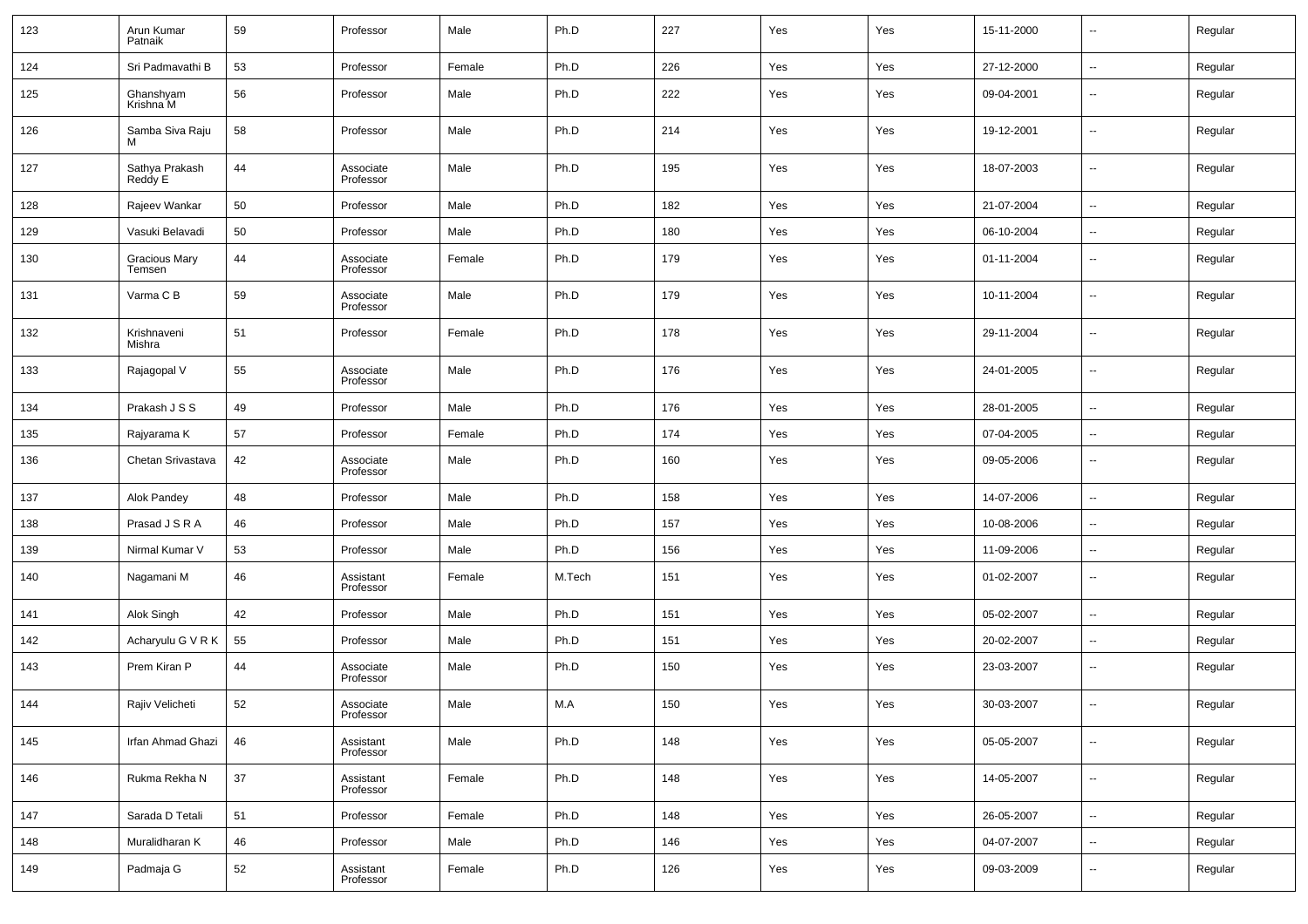| 123 | Arun Kumar Patnaik | 59 | Professor | Male | Ph.D | 227 | Yes | Yes | 15-11-2000 | -- | Regular |
|---|---|---|---|---|---|---|---|---|---|---|---|
| 124 | Sri Padmavathi B | 53 | Professor | Female | Ph.D | 226 | Yes | Yes | 27-12-2000 | -- | Regular |
| 125 | Ghanshyam Krishna M | 56 | Professor | Male | Ph.D | 222 | Yes | Yes | 09-04-2001 | -- | Regular |
| 126 | Samba Siva Raju M | 58 | Professor | Male | Ph.D | 214 | Yes | Yes | 19-12-2001 | -- | Regular |
| 127 | Sathya Prakash Reddy E | 44 | Associate Professor | Male | Ph.D | 195 | Yes | Yes | 18-07-2003 | -- | Regular |
| 128 | Rajeev Wankar | 50 | Professor | Male | Ph.D | 182 | Yes | Yes | 21-07-2004 | -- | Regular |
| 129 | Vasuki Belavadi | 50 | Professor | Male | Ph.D | 180 | Yes | Yes | 06-10-2004 | -- | Regular |
| 130 | Gracious Mary Temsen | 44 | Associate Professor | Female | Ph.D | 179 | Yes | Yes | 01-11-2004 | -- | Regular |
| 131 | Varma C B | 59 | Associate Professor | Male | Ph.D | 179 | Yes | Yes | 10-11-2004 | -- | Regular |
| 132 | Krishnaveni Mishra | 51 | Professor | Female | Ph.D | 178 | Yes | Yes | 29-11-2004 | -- | Regular |
| 133 | Rajagopal V | 55 | Associate Professor | Male | Ph.D | 176 | Yes | Yes | 24-01-2005 | -- | Regular |
| 134 | Prakash J S S | 49 | Professor | Male | Ph.D | 176 | Yes | Yes | 28-01-2005 | -- | Regular |
| 135 | Rajyarama K | 57 | Professor | Female | Ph.D | 174 | Yes | Yes | 07-04-2005 | -- | Regular |
| 136 | Chetan Srivastava | 42 | Associate Professor | Male | Ph.D | 160 | Yes | Yes | 09-05-2006 | -- | Regular |
| 137 | Alok Pandey | 48 | Professor | Male | Ph.D | 158 | Yes | Yes | 14-07-2006 | -- | Regular |
| 138 | Prasad J S R A | 46 | Professor | Male | Ph.D | 157 | Yes | Yes | 10-08-2006 | -- | Regular |
| 139 | Nirmal Kumar V | 53 | Professor | Male | Ph.D | 156 | Yes | Yes | 11-09-2006 | -- | Regular |
| 140 | Nagamani M | 46 | Assistant Professor | Female | M.Tech | 151 | Yes | Yes | 01-02-2007 | -- | Regular |
| 141 | Alok Singh | 42 | Professor | Male | Ph.D | 151 | Yes | Yes | 05-02-2007 | -- | Regular |
| 142 | Acharyulu G V R K | 55 | Professor | Male | Ph.D | 151 | Yes | Yes | 20-02-2007 | -- | Regular |
| 143 | Prem Kiran P | 44 | Associate Professor | Male | Ph.D | 150 | Yes | Yes | 23-03-2007 | -- | Regular |
| 144 | Rajiv Velicheti | 52 | Associate Professor | Male | M.A | 150 | Yes | Yes | 30-03-2007 | -- | Regular |
| 145 | Irfan Ahmad Ghazi | 46 | Assistant Professor | Male | Ph.D | 148 | Yes | Yes | 05-05-2007 | -- | Regular |
| 146 | Rukma Rekha N | 37 | Assistant Professor | Female | Ph.D | 148 | Yes | Yes | 14-05-2007 | -- | Regular |
| 147 | Sarada D Tetali | 51 | Professor | Female | Ph.D | 148 | Yes | Yes | 26-05-2007 | -- | Regular |
| 148 | Muralidharan K | 46 | Professor | Male | Ph.D | 146 | Yes | Yes | 04-07-2007 | -- | Regular |
| 149 | Padmaja G | 52 | Assistant Professor | Female | Ph.D | 126 | Yes | Yes | 09-03-2009 | -- | Regular |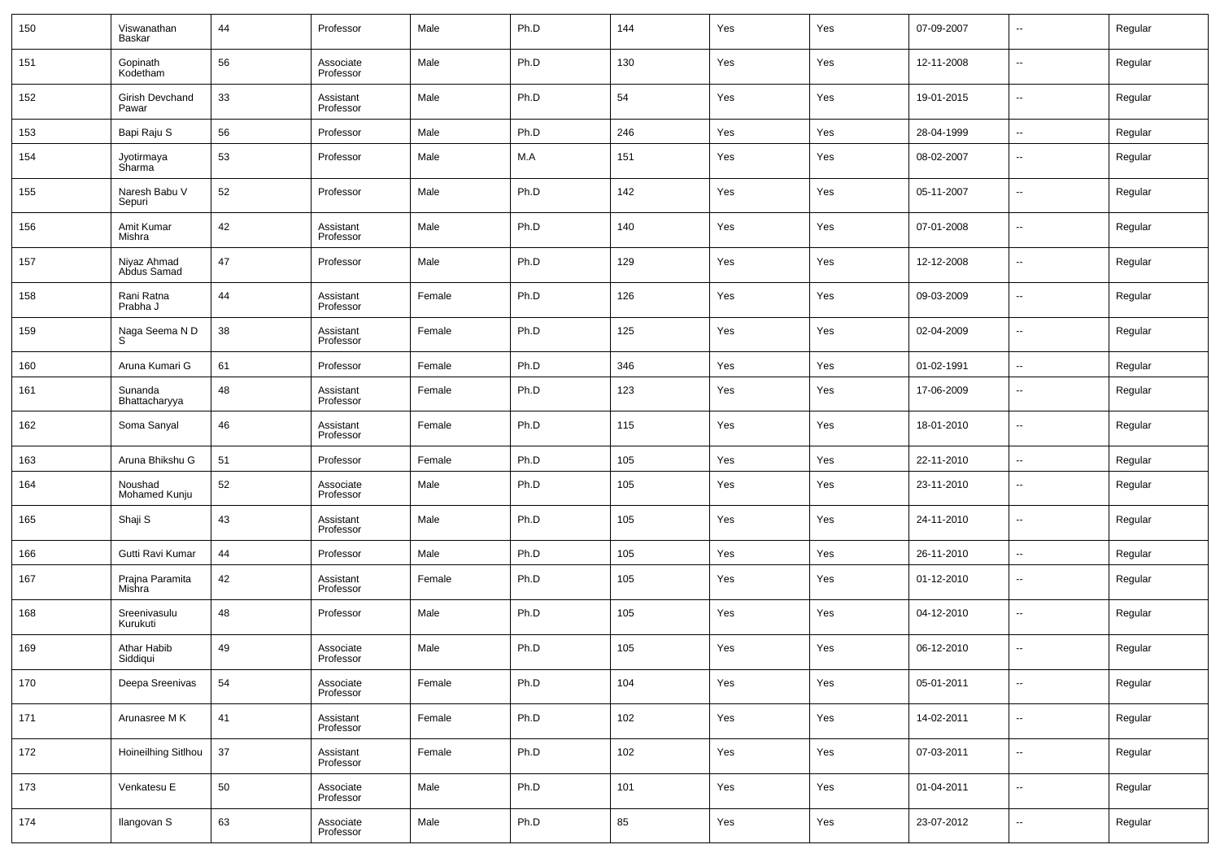| 150 | Viswanathan Baskar | 44 | Professor | Male | Ph.D | 144 | Yes | Yes | 07-09-2007 | -- | Regular |
|---|---|---|---|---|---|---|---|---|---|---|---|
| 151 | Gopinath Kodetham | 56 | Associate Professor | Male | Ph.D | 130 | Yes | Yes | 12-11-2008 | -- | Regular |
| 152 | Girish Devchand Pawar | 33 | Assistant Professor | Male | Ph.D | 54 | Yes | Yes | 19-01-2015 | -- | Regular |
| 153 | Bapi Raju S | 56 | Professor | Male | Ph.D | 246 | Yes | Yes | 28-04-1999 | -- | Regular |
| 154 | Jyotirmaya Sharma | 53 | Professor | Male | M.A | 151 | Yes | Yes | 08-02-2007 | -- | Regular |
| 155 | Naresh Babu V Sepuri | 52 | Professor | Male | Ph.D | 142 | Yes | Yes | 05-11-2007 | -- | Regular |
| 156 | Amit Kumar Mishra | 42 | Assistant Professor | Male | Ph.D | 140 | Yes | Yes | 07-01-2008 | -- | Regular |
| 157 | Niyaz Ahmad Abdus Samad | 47 | Professor | Male | Ph.D | 129 | Yes | Yes | 12-12-2008 | -- | Regular |
| 158 | Rani Ratna Prabha J | 44 | Assistant Professor | Female | Ph.D | 126 | Yes | Yes | 09-03-2009 | -- | Regular |
| 159 | Naga Seema N D S | 38 | Assistant Professor | Female | Ph.D | 125 | Yes | Yes | 02-04-2009 | -- | Regular |
| 160 | Aruna Kumari G | 61 | Professor | Female | Ph.D | 346 | Yes | Yes | 01-02-1991 | -- | Regular |
| 161 | Sunanda Bhattacharyya | 48 | Assistant Professor | Female | Ph.D | 123 | Yes | Yes | 17-06-2009 | -- | Regular |
| 162 | Soma Sanyal | 46 | Assistant Professor | Female | Ph.D | 115 | Yes | Yes | 18-01-2010 | -- | Regular |
| 163 | Aruna Bhikshu G | 51 | Professor | Female | Ph.D | 105 | Yes | Yes | 22-11-2010 | -- | Regular |
| 164 | Noushad Mohamed Kunju | 52 | Associate Professor | Male | Ph.D | 105 | Yes | Yes | 23-11-2010 | -- | Regular |
| 165 | Shaji S | 43 | Assistant Professor | Male | Ph.D | 105 | Yes | Yes | 24-11-2010 | -- | Regular |
| 166 | Gutti Ravi Kumar | 44 | Professor | Male | Ph.D | 105 | Yes | Yes | 26-11-2010 | -- | Regular |
| 167 | Prajna Paramita Mishra | 42 | Assistant Professor | Female | Ph.D | 105 | Yes | Yes | 01-12-2010 | -- | Regular |
| 168 | Sreenivasulu Kurukuti | 48 | Professor | Male | Ph.D | 105 | Yes | Yes | 04-12-2010 | -- | Regular |
| 169 | Athar Habib Siddiqui | 49 | Associate Professor | Male | Ph.D | 105 | Yes | Yes | 06-12-2010 | -- | Regular |
| 170 | Deepa Sreenivas | 54 | Associate Professor | Female | Ph.D | 104 | Yes | Yes | 05-01-2011 | -- | Regular |
| 171 | Arunasree M K | 41 | Assistant Professor | Female | Ph.D | 102 | Yes | Yes | 14-02-2011 | -- | Regular |
| 172 | Hoineilhing Sitlhou | 37 | Assistant Professor | Female | Ph.D | 102 | Yes | Yes | 07-03-2011 | -- | Regular |
| 173 | Venkatesu E | 50 | Associate Professor | Male | Ph.D | 101 | Yes | Yes | 01-04-2011 | -- | Regular |
| 174 | Ilangovan S | 63 | Associate Professor | Male | Ph.D | 85 | Yes | Yes | 23-07-2012 | -- | Regular |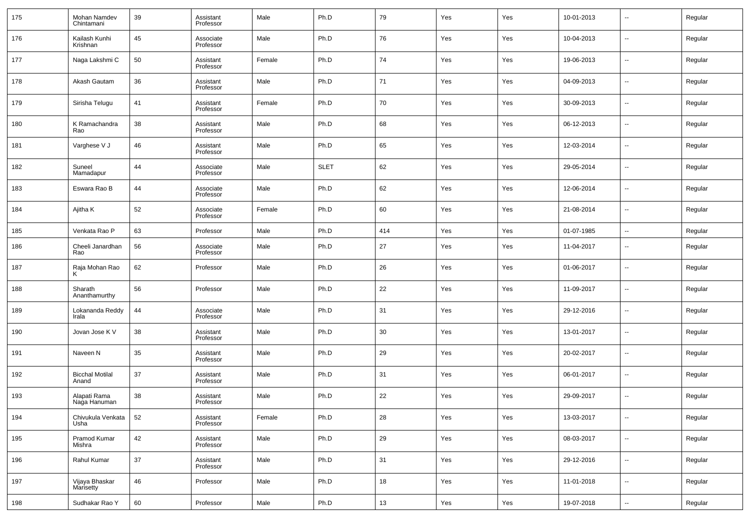| 175 | Mohan Namdev Chintamani | 39 | Assistant Professor | Male | Ph.D | 79 | Yes | Yes | 10-01-2013 | -- | Regular |
|---|---|---|---|---|---|---|---|---|---|---|---|
| 176 | Kailash Kunhi Krishnan | 45 | Associate Professor | Male | Ph.D | 76 | Yes | Yes | 10-04-2013 | -- | Regular |
| 177 | Naga Lakshmi C | 50 | Assistant Professor | Female | Ph.D | 74 | Yes | Yes | 19-06-2013 | -- | Regular |
| 178 | Akash Gautam | 36 | Assistant Professor | Male | Ph.D | 71 | Yes | Yes | 04-09-2013 | -- | Regular |
| 179 | Sirisha Telugu | 41 | Assistant Professor | Female | Ph.D | 70 | Yes | Yes | 30-09-2013 | -- | Regular |
| 180 | K Ramachandra Rao | 38 | Assistant Professor | Male | Ph.D | 68 | Yes | Yes | 06-12-2013 | -- | Regular |
| 181 | Varghese V J | 46 | Assistant Professor | Male | Ph.D | 65 | Yes | Yes | 12-03-2014 | -- | Regular |
| 182 | Suneel Mamadapur | 44 | Associate Professor | Male | SLET | 62 | Yes | Yes | 29-05-2014 | -- | Regular |
| 183 | Eswara Rao B | 44 | Associate Professor | Male | Ph.D | 62 | Yes | Yes | 12-06-2014 | -- | Regular |
| 184 | Ajitha K | 52 | Associate Professor | Female | Ph.D | 60 | Yes | Yes | 21-08-2014 | -- | Regular |
| 185 | Venkata Rao P | 63 | Professor | Male | Ph.D | 414 | Yes | Yes | 01-07-1985 | -- | Regular |
| 186 | Cheeli Janardhan Rao | 56 | Associate Professor | Male | Ph.D | 27 | Yes | Yes | 11-04-2017 | -- | Regular |
| 187 | Raja Mohan Rao K | 62 | Professor | Male | Ph.D | 26 | Yes | Yes | 01-06-2017 | -- | Regular |
| 188 | Sharath Ananthamurthy | 56 | Professor | Male | Ph.D | 22 | Yes | Yes | 11-09-2017 | -- | Regular |
| 189 | Lokananda Reddy Irala | 44 | Associate Professor | Male | Ph.D | 31 | Yes | Yes | 29-12-2016 | -- | Regular |
| 190 | Jovan Jose K V | 38 | Assistant Professor | Male | Ph.D | 30 | Yes | Yes | 13-01-2017 | -- | Regular |
| 191 | Naveen N | 35 | Assistant Professor | Male | Ph.D | 29 | Yes | Yes | 20-02-2017 | -- | Regular |
| 192 | Bicchal Motilal Anand | 37 | Assistant Professor | Male | Ph.D | 31 | Yes | Yes | 06-01-2017 | -- | Regular |
| 193 | Alapati Rama Naga Hanuman | 38 | Assistant Professor | Male | Ph.D | 22 | Yes | Yes | 29-09-2017 | -- | Regular |
| 194 | Chivukula Venkata Usha | 52 | Assistant Professor | Female | Ph.D | 28 | Yes | Yes | 13-03-2017 | -- | Regular |
| 195 | Pramod Kumar Mishra | 42 | Assistant Professor | Male | Ph.D | 29 | Yes | Yes | 08-03-2017 | -- | Regular |
| 196 | Rahul Kumar | 37 | Assistant Professor | Male | Ph.D | 31 | Yes | Yes | 29-12-2016 | -- | Regular |
| 197 | Vijaya Bhaskar Marisetty | 46 | Professor | Male | Ph.D | 18 | Yes | Yes | 11-01-2018 | -- | Regular |
| 198 | Sudhakar Rao Y | 60 | Professor | Male | Ph.D | 13 | Yes | Yes | 19-07-2018 | -- | Regular |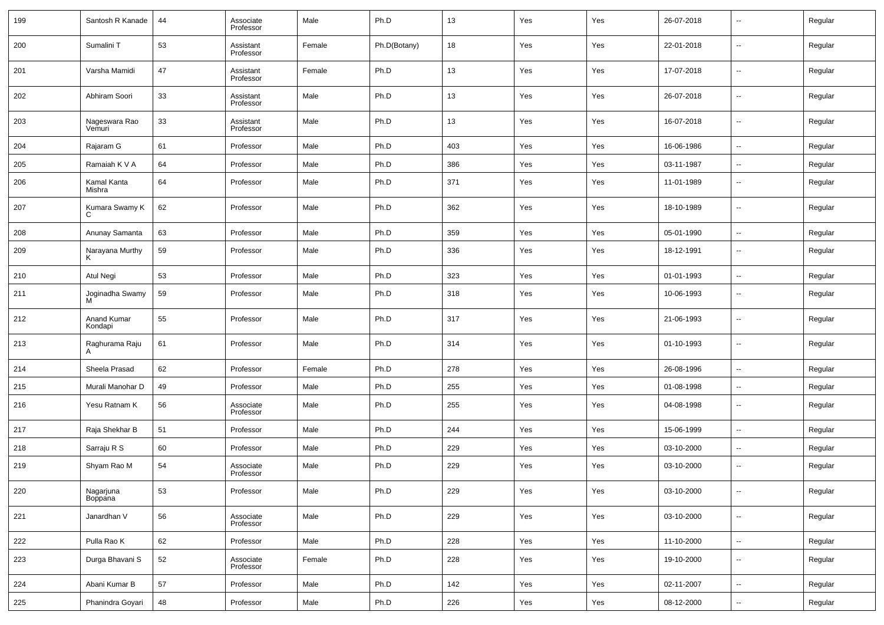| 199 | Santosh R Kanade | 44 | Associate Professor | Male | Ph.D | 13 | Yes | Yes | 26-07-2018 | -- | Regular |
|---|---|---|---|---|---|---|---|---|---|---|---|
| 200 | Sumalini T | 53 | Assistant Professor | Female | Ph.D(Botany) | 18 | Yes | Yes | 22-01-2018 | -- | Regular |
| 201 | Varsha Mamidi | 47 | Assistant Professor | Female | Ph.D | 13 | Yes | Yes | 17-07-2018 | -- | Regular |
| 202 | Abhiram Soori | 33 | Assistant Professor | Male | Ph.D | 13 | Yes | Yes | 26-07-2018 | -- | Regular |
| 203 | Nageswara Rao Vemuri | 33 | Assistant Professor | Male | Ph.D | 13 | Yes | Yes | 16-07-2018 | -- | Regular |
| 204 | Rajaram G | 61 | Professor | Male | Ph.D | 403 | Yes | Yes | 16-06-1986 | -- | Regular |
| 205 | Ramaiah K V A | 64 | Professor | Male | Ph.D | 386 | Yes | Yes | 03-11-1987 | -- | Regular |
| 206 | Kamal Kanta Mishra | 64 | Professor | Male | Ph.D | 371 | Yes | Yes | 11-01-1989 | -- | Regular |
| 207 | Kumara Swamy K C | 62 | Professor | Male | Ph.D | 362 | Yes | Yes | 18-10-1989 | -- | Regular |
| 208 | Anunay Samanta | 63 | Professor | Male | Ph.D | 359 | Yes | Yes | 05-01-1990 | -- | Regular |
| 209 | Narayana Murthy K | 59 | Professor | Male | Ph.D | 336 | Yes | Yes | 18-12-1991 | -- | Regular |
| 210 | Atul Negi | 53 | Professor | Male | Ph.D | 323 | Yes | Yes | 01-01-1993 | -- | Regular |
| 211 | Joginadha Swamy M | 59 | Professor | Male | Ph.D | 318 | Yes | Yes | 10-06-1993 | -- | Regular |
| 212 | Anand Kumar Kondapi | 55 | Professor | Male | Ph.D | 317 | Yes | Yes | 21-06-1993 | -- | Regular |
| 213 | Raghurama Raju A | 61 | Professor | Male | Ph.D | 314 | Yes | Yes | 01-10-1993 | -- | Regular |
| 214 | Sheela Prasad | 62 | Professor | Female | Ph.D | 278 | Yes | Yes | 26-08-1996 | -- | Regular |
| 215 | Murali Manohar D | 49 | Professor | Male | Ph.D | 255 | Yes | Yes | 01-08-1998 | -- | Regular |
| 216 | Yesu Ratnam K | 56 | Associate Professor | Male | Ph.D | 255 | Yes | Yes | 04-08-1998 | -- | Regular |
| 217 | Raja Shekhar B | 51 | Professor | Male | Ph.D | 244 | Yes | Yes | 15-06-1999 | -- | Regular |
| 218 | Sarraju R S | 60 | Professor | Male | Ph.D | 229 | Yes | Yes | 03-10-2000 | -- | Regular |
| 219 | Shyam Rao M | 54 | Associate Professor | Male | Ph.D | 229 | Yes | Yes | 03-10-2000 | -- | Regular |
| 220 | Nagarjuna Boppana | 53 | Professor | Male | Ph.D | 229 | Yes | Yes | 03-10-2000 | -- | Regular |
| 221 | Janardhan V | 56 | Associate Professor | Male | Ph.D | 229 | Yes | Yes | 03-10-2000 | -- | Regular |
| 222 | Pulla Rao K | 62 | Professor | Male | Ph.D | 228 | Yes | Yes | 11-10-2000 | -- | Regular |
| 223 | Durga Bhavani S | 52 | Associate Professor | Female | Ph.D | 228 | Yes | Yes | 19-10-2000 | -- | Regular |
| 224 | Abani Kumar B | 57 | Professor | Male | Ph.D | 142 | Yes | Yes | 02-11-2007 | -- | Regular |
| 225 | Phanindra Goyari | 48 | Professor | Male | Ph.D | 226 | Yes | Yes | 08-12-2000 | -- | Regular |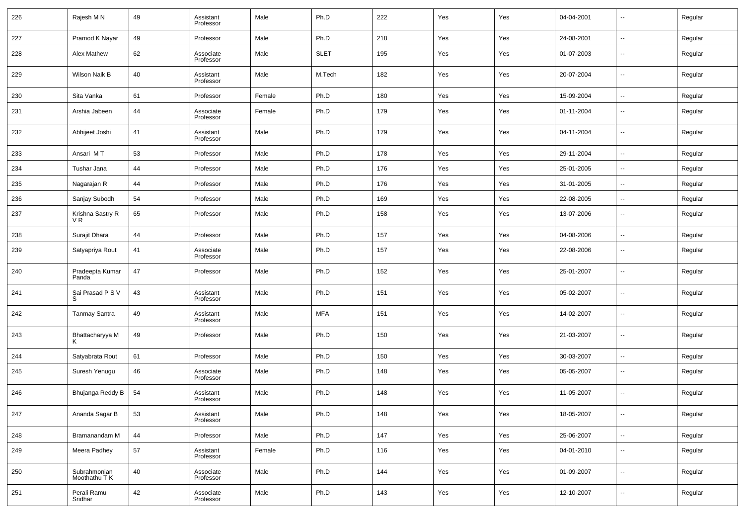| 226 | Rajesh M N | 49 | Assistant Professor | Male | Ph.D | 222 | Yes | Yes | 04-04-2001 | -- | Regular |
|---|---|---|---|---|---|---|---|---|---|---|---|
| 227 | Pramod K Nayar | 49 | Professor | Male | Ph.D | 218 | Yes | Yes | 24-08-2001 | -- | Regular |
| 228 | Alex Mathew | 62 | Associate Professor | Male | SLET | 195 | Yes | Yes | 01-07-2003 | -- | Regular |
| 229 | Wilson Naik B | 40 | Assistant Professor | Male | M.Tech | 182 | Yes | Yes | 20-07-2004 | -- | Regular |
| 230 | Sita Vanka | 61 | Professor | Female | Ph.D | 180 | Yes | Yes | 15-09-2004 | -- | Regular |
| 231 | Arshia Jabeen | 44 | Associate Professor | Female | Ph.D | 179 | Yes | Yes | 01-11-2004 | -- | Regular |
| 232 | Abhijeet Joshi | 41 | Assistant Professor | Male | Ph.D | 179 | Yes | Yes | 04-11-2004 | -- | Regular |
| 233 | Ansari M T | 53 | Professor | Male | Ph.D | 178 | Yes | Yes | 29-11-2004 | -- | Regular |
| 234 | Tushar Jana | 44 | Professor | Male | Ph.D | 176 | Yes | Yes | 25-01-2005 | -- | Regular |
| 235 | Nagarajan R | 44 | Professor | Male | Ph.D | 176 | Yes | Yes | 31-01-2005 | -- | Regular |
| 236 | Sanjay Subodh | 54 | Professor | Male | Ph.D | 169 | Yes | Yes | 22-08-2005 | -- | Regular |
| 237 | Krishna Sastry R V R | 65 | Professor | Male | Ph.D | 158 | Yes | Yes | 13-07-2006 | -- | Regular |
| 238 | Surajit Dhara | 44 | Professor | Male | Ph.D | 157 | Yes | Yes | 04-08-2006 | -- | Regular |
| 239 | Satyapriya Rout | 41 | Associate Professor | Male | Ph.D | 157 | Yes | Yes | 22-08-2006 | -- | Regular |
| 240 | Pradeepta Kumar Panda | 47 | Professor | Male | Ph.D | 152 | Yes | Yes | 25-01-2007 | -- | Regular |
| 241 | Sai Prasad P S V S | 43 | Assistant Professor | Male | Ph.D | 151 | Yes | Yes | 05-02-2007 | -- | Regular |
| 242 | Tanmay Santra | 49 | Assistant Professor | Male | MFA | 151 | Yes | Yes | 14-02-2007 | -- | Regular |
| 243 | Bhattacharyya M K | 49 | Professor | Male | Ph.D | 150 | Yes | Yes | 21-03-2007 | -- | Regular |
| 244 | Satyabrata Rout | 61 | Professor | Male | Ph.D | 150 | Yes | Yes | 30-03-2007 | -- | Regular |
| 245 | Suresh Yenugu | 46 | Associate Professor | Male | Ph.D | 148 | Yes | Yes | 05-05-2007 | -- | Regular |
| 246 | Bhujanga Reddy B | 54 | Assistant Professor | Male | Ph.D | 148 | Yes | Yes | 11-05-2007 | -- | Regular |
| 247 | Ananda Sagar B | 53 | Assistant Professor | Male | Ph.D | 148 | Yes | Yes | 18-05-2007 | -- | Regular |
| 248 | Bramanandam M | 44 | Professor | Male | Ph.D | 147 | Yes | Yes | 25-06-2007 | -- | Regular |
| 249 | Meera Padhey | 57 | Assistant Professor | Female | Ph.D | 116 | Yes | Yes | 04-01-2010 | -- | Regular |
| 250 | Subrahmonian Moothathu T K | 40 | Associate Professor | Male | Ph.D | 144 | Yes | Yes | 01-09-2007 | -- | Regular |
| 251 | Perali Ramu Sridhar | 42 | Associate Professor | Male | Ph.D | 143 | Yes | Yes | 12-10-2007 | -- | Regular |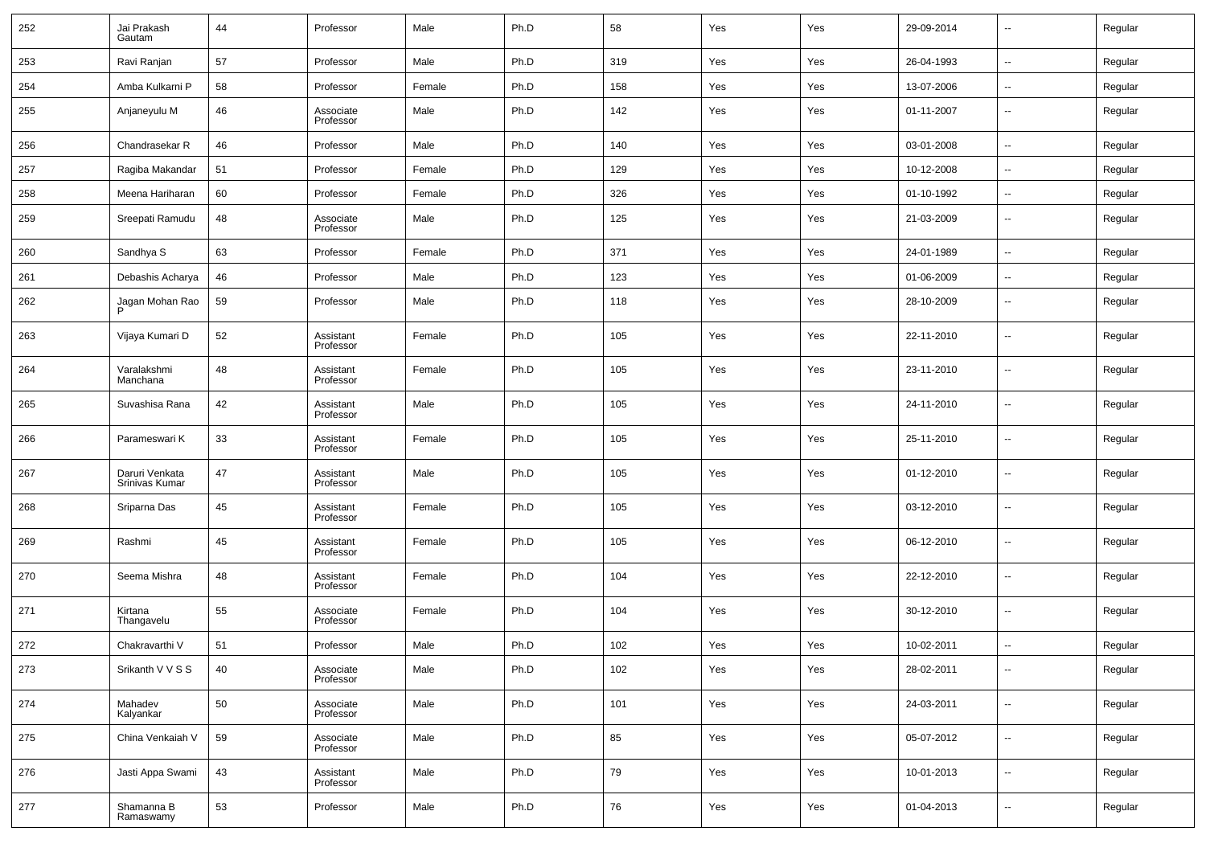| 252 | Jai Prakash Gautam | 44 | Professor | Male | Ph.D | 58 | Yes | Yes | 29-09-2014 | -- | Regular |
|---|---|---|---|---|---|---|---|---|---|---|---|
| 253 | Ravi Ranjan | 57 | Professor | Male | Ph.D | 319 | Yes | Yes | 26-04-1993 | -- | Regular |
| 254 | Amba Kulkarni P | 58 | Professor | Female | Ph.D | 158 | Yes | Yes | 13-07-2006 | -- | Regular |
| 255 | Anjaneyulu M | 46 | Associate Professor | Male | Ph.D | 142 | Yes | Yes | 01-11-2007 | -- | Regular |
| 256 | Chandrasekar R | 46 | Professor | Male | Ph.D | 140 | Yes | Yes | 03-01-2008 | -- | Regular |
| 257 | Ragiba Makandar | 51 | Professor | Female | Ph.D | 129 | Yes | Yes | 10-12-2008 | -- | Regular |
| 258 | Meena Hariharan | 60 | Professor | Female | Ph.D | 326 | Yes | Yes | 01-10-1992 | -- | Regular |
| 259 | Sreepati Ramudu | 48 | Associate Professor | Male | Ph.D | 125 | Yes | Yes | 21-03-2009 | -- | Regular |
| 260 | Sandhya S | 63 | Professor | Female | Ph.D | 371 | Yes | Yes | 24-01-1989 | -- | Regular |
| 261 | Debashis Acharya | 46 | Professor | Male | Ph.D | 123 | Yes | Yes | 01-06-2009 | -- | Regular |
| 262 | Jagan Mohan Rao P | 59 | Professor | Male | Ph.D | 118 | Yes | Yes | 28-10-2009 | -- | Regular |
| 263 | Vijaya Kumari D | 52 | Assistant Professor | Female | Ph.D | 105 | Yes | Yes | 22-11-2010 | -- | Regular |
| 264 | Varalakshmi Manchana | 48 | Assistant Professor | Female | Ph.D | 105 | Yes | Yes | 23-11-2010 | -- | Regular |
| 265 | Suvashisa Rana | 42 | Assistant Professor | Male | Ph.D | 105 | Yes | Yes | 24-11-2010 | -- | Regular |
| 266 | Parameswari K | 33 | Assistant Professor | Female | Ph.D | 105 | Yes | Yes | 25-11-2010 | -- | Regular |
| 267 | Daruri Venkata Srinivas Kumar | 47 | Assistant Professor | Male | Ph.D | 105 | Yes | Yes | 01-12-2010 | -- | Regular |
| 268 | Sriparna Das | 45 | Assistant Professor | Female | Ph.D | 105 | Yes | Yes | 03-12-2010 | -- | Regular |
| 269 | Rashmi | 45 | Assistant Professor | Female | Ph.D | 105 | Yes | Yes | 06-12-2010 | -- | Regular |
| 270 | Seema Mishra | 48 | Assistant Professor | Female | Ph.D | 104 | Yes | Yes | 22-12-2010 | -- | Regular |
| 271 | Kirtana Thangavelu | 55 | Associate Professor | Female | Ph.D | 104 | Yes | Yes | 30-12-2010 | -- | Regular |
| 272 | Chakravarthi V | 51 | Professor | Male | Ph.D | 102 | Yes | Yes | 10-02-2011 | -- | Regular |
| 273 | Srikanth V V S S | 40 | Associate Professor | Male | Ph.D | 102 | Yes | Yes | 28-02-2011 | -- | Regular |
| 274 | Mahadev Kalyankar | 50 | Associate Professor | Male | Ph.D | 101 | Yes | Yes | 24-03-2011 | -- | Regular |
| 275 | China Venkaiah V | 59 | Associate Professor | Male | Ph.D | 85 | Yes | Yes | 05-07-2012 | -- | Regular |
| 276 | Jasti Appa Swami | 43 | Assistant Professor | Male | Ph.D | 79 | Yes | Yes | 10-01-2013 | -- | Regular |
| 277 | Shamanna B Ramaswamy | 53 | Professor | Male | Ph.D | 76 | Yes | Yes | 01-04-2013 | -- | Regular |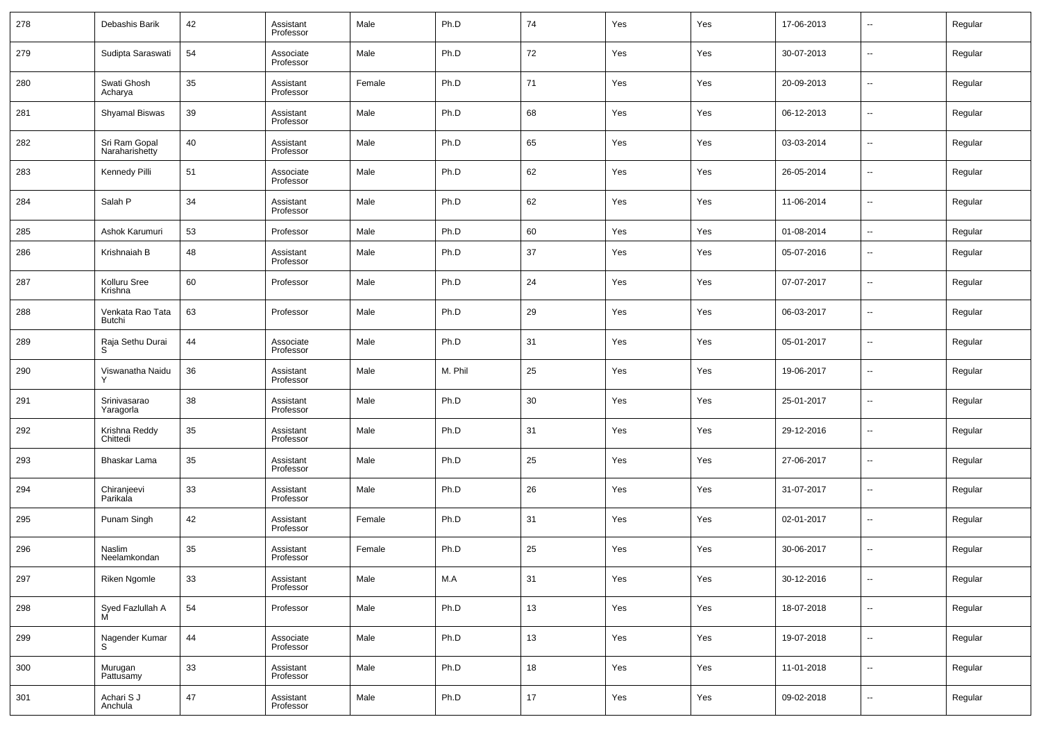| 278 | Debashis Barik | 42 | Assistant Professor | Male | Ph.D | 74 | Yes | Yes | 17-06-2013 | -- | Regular |
|---|---|---|---|---|---|---|---|---|---|---|---|
| 279 | Sudipta Saraswati | 54 | Associate Professor | Male | Ph.D | 72 | Yes | Yes | 30-07-2013 | -- | Regular |
| 280 | Swati Ghosh Acharya | 35 | Assistant Professor | Female | Ph.D | 71 | Yes | Yes | 20-09-2013 | -- | Regular |
| 281 | Shyamal Biswas | 39 | Assistant Professor | Male | Ph.D | 68 | Yes | Yes | 06-12-2013 | -- | Regular |
| 282 | Sri Ram Gopal Naraharishetty | 40 | Assistant Professor | Male | Ph.D | 65 | Yes | Yes | 03-03-2014 | -- | Regular |
| 283 | Kennedy Pilli | 51 | Associate Professor | Male | Ph.D | 62 | Yes | Yes | 26-05-2014 | -- | Regular |
| 284 | Salah P | 34 | Assistant Professor | Male | Ph.D | 62 | Yes | Yes | 11-06-2014 | -- | Regular |
| 285 | Ashok Karumuri | 53 | Professor | Male | Ph.D | 60 | Yes | Yes | 01-08-2014 | -- | Regular |
| 286 | Krishnaiah B | 48 | Assistant Professor | Male | Ph.D | 37 | Yes | Yes | 05-07-2016 | -- | Regular |
| 287 | Kolluru Sree Krishna | 60 | Professor | Male | Ph.D | 24 | Yes | Yes | 07-07-2017 | -- | Regular |
| 288 | Venkata Rao Tata Butchi | 63 | Professor | Male | Ph.D | 29 | Yes | Yes | 06-03-2017 | -- | Regular |
| 289 | Raja Sethu Durai S | 44 | Associate Professor | Male | Ph.D | 31 | Yes | Yes | 05-01-2017 | -- | Regular |
| 290 | Viswanatha Naidu Y | 36 | Assistant Professor | Male | M. Phil | 25 | Yes | Yes | 19-06-2017 | -- | Regular |
| 291 | Srinivasarao Yaragorla | 38 | Assistant Professor | Male | Ph.D | 30 | Yes | Yes | 25-01-2017 | -- | Regular |
| 292 | Krishna Reddy Chittedi | 35 | Assistant Professor | Male | Ph.D | 31 | Yes | Yes | 29-12-2016 | -- | Regular |
| 293 | Bhaskar Lama | 35 | Assistant Professor | Male | Ph.D | 25 | Yes | Yes | 27-06-2017 | -- | Regular |
| 294 | Chiranjeevi Parikala | 33 | Assistant Professor | Male | Ph.D | 26 | Yes | Yes | 31-07-2017 | -- | Regular |
| 295 | Punam Singh | 42 | Assistant Professor | Female | Ph.D | 31 | Yes | Yes | 02-01-2017 | -- | Regular |
| 296 | Naslim Neelamkondan | 35 | Assistant Professor | Female | Ph.D | 25 | Yes | Yes | 30-06-2017 | -- | Regular |
| 297 | Riken Ngomle | 33 | Assistant Professor | Male | M.A | 31 | Yes | Yes | 30-12-2016 | -- | Regular |
| 298 | Syed Fazlullah A M | 54 | Professor | Male | Ph.D | 13 | Yes | Yes | 18-07-2018 | -- | Regular |
| 299 | Nagender Kumar S | 44 | Associate Professor | Male | Ph.D | 13 | Yes | Yes | 19-07-2018 | -- | Regular |
| 300 | Murugan Pattusamy | 33 | Assistant Professor | Male | Ph.D | 18 | Yes | Yes | 11-01-2018 | -- | Regular |
| 301 | Achari S J Anchula | 47 | Assistant Professor | Male | Ph.D | 17 | Yes | Yes | 09-02-2018 | -- | Regular |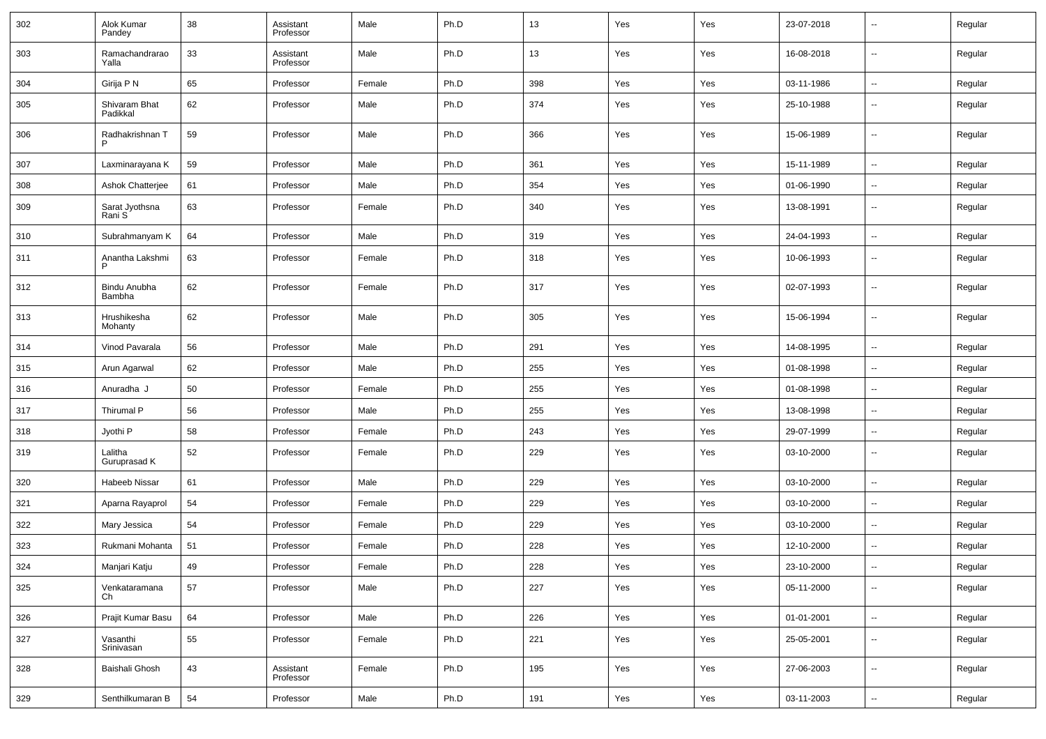| 302 | Alok Kumar Pandey | 38 | Assistant Professor | Male | Ph.D | 13 | Yes | Yes | 23-07-2018 | -- | Regular |
|---|---|---|---|---|---|---|---|---|---|---|---|
| 303 | Ramachandrarao Yalla | 33 | Assistant Professor | Male | Ph.D | 13 | Yes | Yes | 16-08-2018 | -- | Regular |
| 304 | Girija P N | 65 | Professor | Female | Ph.D | 398 | Yes | Yes | 03-11-1986 | -- | Regular |
| 305 | Shivaram Bhat Padikkal | 62 | Professor | Male | Ph.D | 374 | Yes | Yes | 25-10-1988 | -- | Regular |
| 306 | Radhakrishnan T P | 59 | Professor | Male | Ph.D | 366 | Yes | Yes | 15-06-1989 | -- | Regular |
| 307 | Laxminarayana K | 59 | Professor | Male | Ph.D | 361 | Yes | Yes | 15-11-1989 | -- | Regular |
| 308 | Ashok Chatterjee | 61 | Professor | Male | Ph.D | 354 | Yes | Yes | 01-06-1990 | -- | Regular |
| 309 | Sarat Jyothsna Rani S | 63 | Professor | Female | Ph.D | 340 | Yes | Yes | 13-08-1991 | -- | Regular |
| 310 | Subrahmanyam K | 64 | Professor | Male | Ph.D | 319 | Yes | Yes | 24-04-1993 | -- | Regular |
| 311 | Anantha Lakshmi P | 63 | Professor | Female | Ph.D | 318 | Yes | Yes | 10-06-1993 | -- | Regular |
| 312 | Bindu Anubha Bambha | 62 | Professor | Female | Ph.D | 317 | Yes | Yes | 02-07-1993 | -- | Regular |
| 313 | Hrushikesha Mohanty | 62 | Professor | Male | Ph.D | 305 | Yes | Yes | 15-06-1994 | -- | Regular |
| 314 | Vinod Pavarala | 56 | Professor | Male | Ph.D | 291 | Yes | Yes | 14-08-1995 | -- | Regular |
| 315 | Arun Agarwal | 62 | Professor | Male | Ph.D | 255 | Yes | Yes | 01-08-1998 | -- | Regular |
| 316 | Anuradha J | 50 | Professor | Female | Ph.D | 255 | Yes | Yes | 01-08-1998 | -- | Regular |
| 317 | Thirumal P | 56 | Professor | Male | Ph.D | 255 | Yes | Yes | 13-08-1998 | -- | Regular |
| 318 | Jyothi P | 58 | Professor | Female | Ph.D | 243 | Yes | Yes | 29-07-1999 | -- | Regular |
| 319 | Lalitha Guruprasad K | 52 | Professor | Female | Ph.D | 229 | Yes | Yes | 03-10-2000 | -- | Regular |
| 320 | Habeeb Nissar | 61 | Professor | Male | Ph.D | 229 | Yes | Yes | 03-10-2000 | -- | Regular |
| 321 | Aparna Rayaprol | 54 | Professor | Female | Ph.D | 229 | Yes | Yes | 03-10-2000 | -- | Regular |
| 322 | Mary Jessica | 54 | Professor | Female | Ph.D | 229 | Yes | Yes | 03-10-2000 | -- | Regular |
| 323 | Rukmani Mohanta | 51 | Professor | Female | Ph.D | 228 | Yes | Yes | 12-10-2000 | -- | Regular |
| 324 | Manjari Katju | 49 | Professor | Female | Ph.D | 228 | Yes | Yes | 23-10-2000 | -- | Regular |
| 325 | Venkataramana Ch | 57 | Professor | Male | Ph.D | 227 | Yes | Yes | 05-11-2000 | -- | Regular |
| 326 | Prajit Kumar Basu | 64 | Professor | Male | Ph.D | 226 | Yes | Yes | 01-01-2001 | -- | Regular |
| 327 | Vasanthi Srinivasan | 55 | Professor | Female | Ph.D | 221 | Yes | Yes | 25-05-2001 | -- | Regular |
| 328 | Baishali Ghosh | 43 | Assistant Professor | Female | Ph.D | 195 | Yes | Yes | 27-06-2003 | -- | Regular |
| 329 | Senthilkumaran B | 54 | Professor | Male | Ph.D | 191 | Yes | Yes | 03-11-2003 | -- | Regular |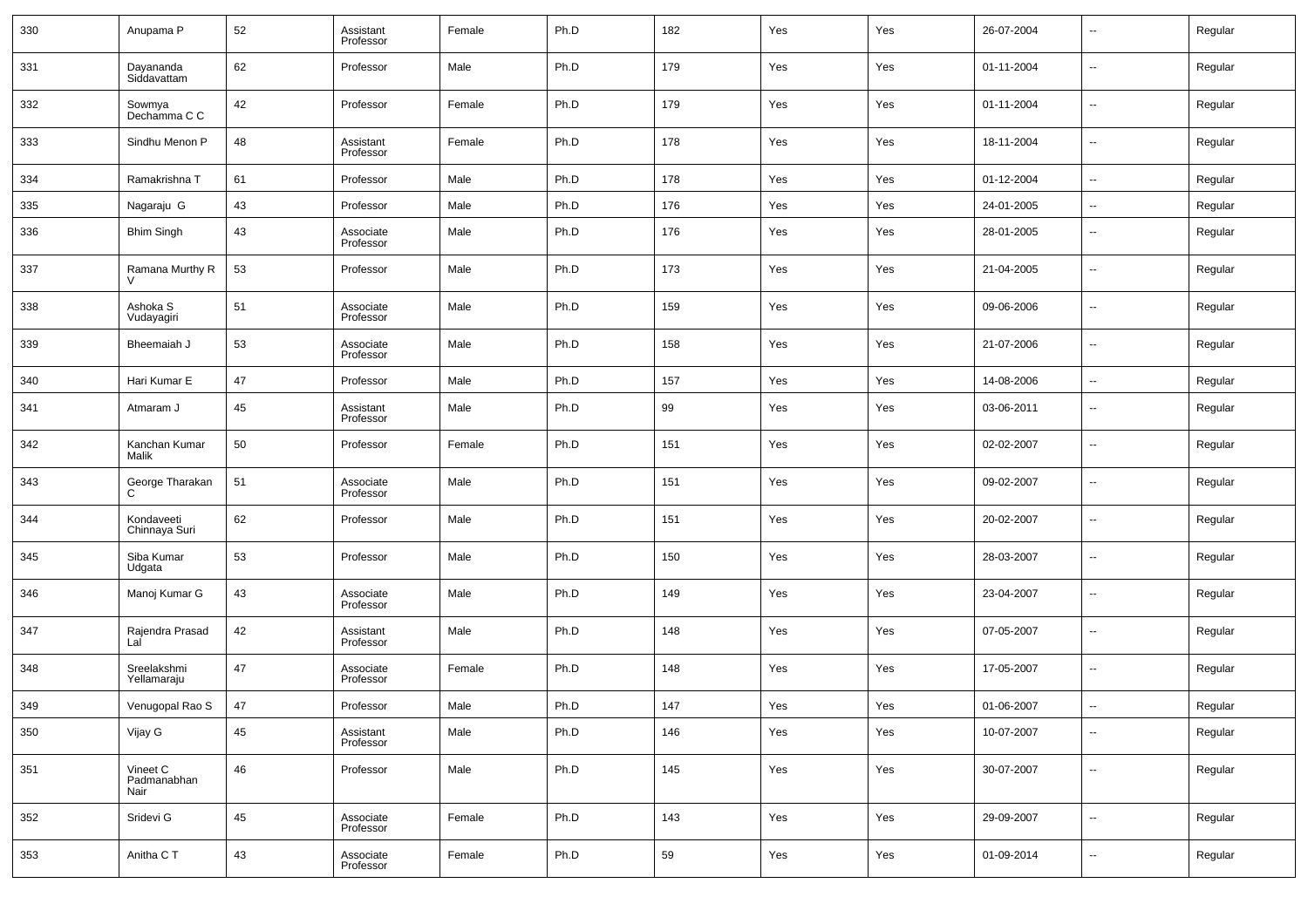| 330 | Anupama P | 52 | Assistant Professor | Female | Ph.D | 182 | Yes | Yes | 26-07-2004 | -- | Regular |
|---|---|---|---|---|---|---|---|---|---|---|---|
| 331 | Dayananda Siddavattam | 62 | Professor | Male | Ph.D | 179 | Yes | Yes | 01-11-2004 | -- | Regular |
| 332 | Sowmya Dechamma C C | 42 | Professor | Female | Ph.D | 179 | Yes | Yes | 01-11-2004 | -- | Regular |
| 333 | Sindhu Menon P | 48 | Assistant Professor | Female | Ph.D | 178 | Yes | Yes | 18-11-2004 | -- | Regular |
| 334 | Ramakrishna T | 61 | Professor | Male | Ph.D | 178 | Yes | Yes | 01-12-2004 | -- | Regular |
| 335 | Nagaraju G | 43 | Professor | Male | Ph.D | 176 | Yes | Yes | 24-01-2005 | -- | Regular |
| 336 | Bhim Singh | 43 | Associate Professor | Male | Ph.D | 176 | Yes | Yes | 28-01-2005 | -- | Regular |
| 337 | Ramana Murthy R V | 53 | Professor | Male | Ph.D | 173 | Yes | Yes | 21-04-2005 | -- | Regular |
| 338 | Ashoka S Vudayagiri | 51 | Associate Professor | Male | Ph.D | 159 | Yes | Yes | 09-06-2006 | -- | Regular |
| 339 | Bheemaiah J | 53 | Associate Professor | Male | Ph.D | 158 | Yes | Yes | 21-07-2006 | -- | Regular |
| 340 | Hari Kumar E | 47 | Professor | Male | Ph.D | 157 | Yes | Yes | 14-08-2006 | -- | Regular |
| 341 | Atmaram J | 45 | Assistant Professor | Male | Ph.D | 99 | Yes | Yes | 03-06-2011 | -- | Regular |
| 342 | Kanchan Kumar Malik | 50 | Professor | Female | Ph.D | 151 | Yes | Yes | 02-02-2007 | -- | Regular |
| 343 | George Tharakan C | 51 | Associate Professor | Male | Ph.D | 151 | Yes | Yes | 09-02-2007 | -- | Regular |
| 344 | Kondaveeti Chinnaya Suri | 62 | Professor | Male | Ph.D | 151 | Yes | Yes | 20-02-2007 | -- | Regular |
| 345 | Siba Kumar Udgata | 53 | Professor | Male | Ph.D | 150 | Yes | Yes | 28-03-2007 | -- | Regular |
| 346 | Manoj Kumar G | 43 | Associate Professor | Male | Ph.D | 149 | Yes | Yes | 23-04-2007 | -- | Regular |
| 347 | Rajendra Prasad Lal | 42 | Assistant Professor | Male | Ph.D | 148 | Yes | Yes | 07-05-2007 | -- | Regular |
| 348 | Sreelakshmi Yellamaraju | 47 | Associate Professor | Female | Ph.D | 148 | Yes | Yes | 17-05-2007 | -- | Regular |
| 349 | Venugopal Rao S | 47 | Professor | Male | Ph.D | 147 | Yes | Yes | 01-06-2007 | -- | Regular |
| 350 | Vijay G | 45 | Assistant Professor | Male | Ph.D | 146 | Yes | Yes | 10-07-2007 | -- | Regular |
| 351 | Vineet C Padmanabhan Nair | 46 | Professor | Male | Ph.D | 145 | Yes | Yes | 30-07-2007 | -- | Regular |
| 352 | Sridevi G | 45 | Associate Professor | Female | Ph.D | 143 | Yes | Yes | 29-09-2007 | -- | Regular |
| 353 | Anitha C T | 43 | Associate Professor | Female | Ph.D | 59 | Yes | Yes | 01-09-2014 | -- | Regular |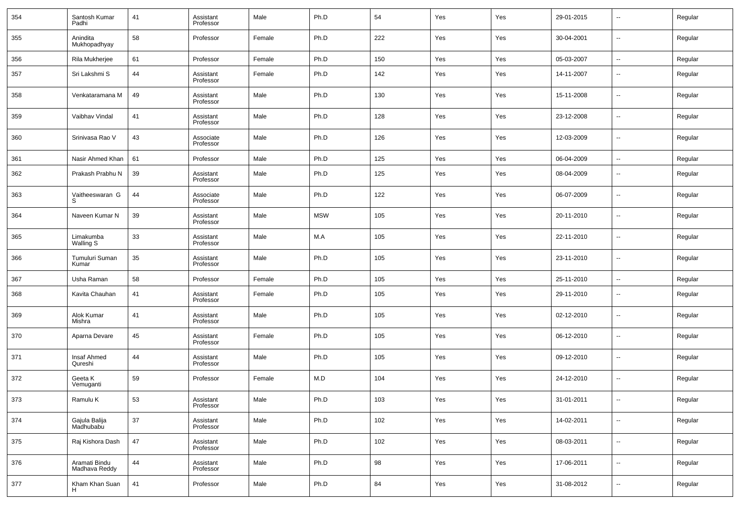| 354 | Santosh Kumar Padhi | 41 | Assistant Professor | Male | Ph.D | 54 | Yes | Yes | 29-01-2015 | -- | Regular |
|---|---|---|---|---|---|---|---|---|---|---|---|
| 355 | Anindita Mukhopadhyay | 58 | Professor | Female | Ph.D | 222 | Yes | Yes | 30-04-2001 | -- | Regular |
| 356 | Rila Mukherjee | 61 | Professor | Female | Ph.D | 150 | Yes | Yes | 05-03-2007 | -- | Regular |
| 357 | Sri Lakshmi S | 44 | Assistant Professor | Female | Ph.D | 142 | Yes | Yes | 14-11-2007 | -- | Regular |
| 358 | Venkataramana M | 49 | Assistant Professor | Male | Ph.D | 130 | Yes | Yes | 15-11-2008 | -- | Regular |
| 359 | Vaibhav Vindal | 41 | Assistant Professor | Male | Ph.D | 128 | Yes | Yes | 23-12-2008 | -- | Regular |
| 360 | Srinivasa Rao V | 43 | Associate Professor | Male | Ph.D | 126 | Yes | Yes | 12-03-2009 | -- | Regular |
| 361 | Nasir Ahmed Khan | 61 | Professor | Male | Ph.D | 125 | Yes | Yes | 06-04-2009 | -- | Regular |
| 362 | Prakash Prabhu N | 39 | Assistant Professor | Male | Ph.D | 125 | Yes | Yes | 08-04-2009 | -- | Regular |
| 363 | Vaitheeswaran G S | 44 | Associate Professor | Male | Ph.D | 122 | Yes | Yes | 06-07-2009 | -- | Regular |
| 364 | Naveen Kumar N | 39 | Assistant Professor | Male | MSW | 105 | Yes | Yes | 20-11-2010 | -- | Regular |
| 365 | Limakumba Walling S | 33 | Assistant Professor | Male | M.A | 105 | Yes | Yes | 22-11-2010 | -- | Regular |
| 366 | Tumuluri Suman Kumar | 35 | Assistant Professor | Male | Ph.D | 105 | Yes | Yes | 23-11-2010 | -- | Regular |
| 367 | Usha Raman | 58 | Professor | Female | Ph.D | 105 | Yes | Yes | 25-11-2010 | -- | Regular |
| 368 | Kavita Chauhan | 41 | Assistant Professor | Female | Ph.D | 105 | Yes | Yes | 29-11-2010 | -- | Regular |
| 369 | Alok Kumar Mishra | 41 | Assistant Professor | Male | Ph.D | 105 | Yes | Yes | 02-12-2010 | -- | Regular |
| 370 | Aparna Devare | 45 | Assistant Professor | Female | Ph.D | 105 | Yes | Yes | 06-12-2010 | -- | Regular |
| 371 | Insaf Ahmed Qureshi | 44 | Assistant Professor | Male | Ph.D | 105 | Yes | Yes | 09-12-2010 | -- | Regular |
| 372 | Geeta K Vemuganti | 59 | Professor | Female | M.D | 104 | Yes | Yes | 24-12-2010 | -- | Regular |
| 373 | Ramulu K | 53 | Assistant Professor | Male | Ph.D | 103 | Yes | Yes | 31-01-2011 | -- | Regular |
| 374 | Gajula Balija Madhubabu | 37 | Assistant Professor | Male | Ph.D | 102 | Yes | Yes | 14-02-2011 | -- | Regular |
| 375 | Raj Kishora Dash | 47 | Assistant Professor | Male | Ph.D | 102 | Yes | Yes | 08-03-2011 | -- | Regular |
| 376 | Aramati Bindu Madhava Reddy | 44 | Assistant Professor | Male | Ph.D | 98 | Yes | Yes | 17-06-2011 | -- | Regular |
| 377 | Kham Khan Suan H | 41 | Professor | Male | Ph.D | 84 | Yes | Yes | 31-08-2012 | -- | Regular |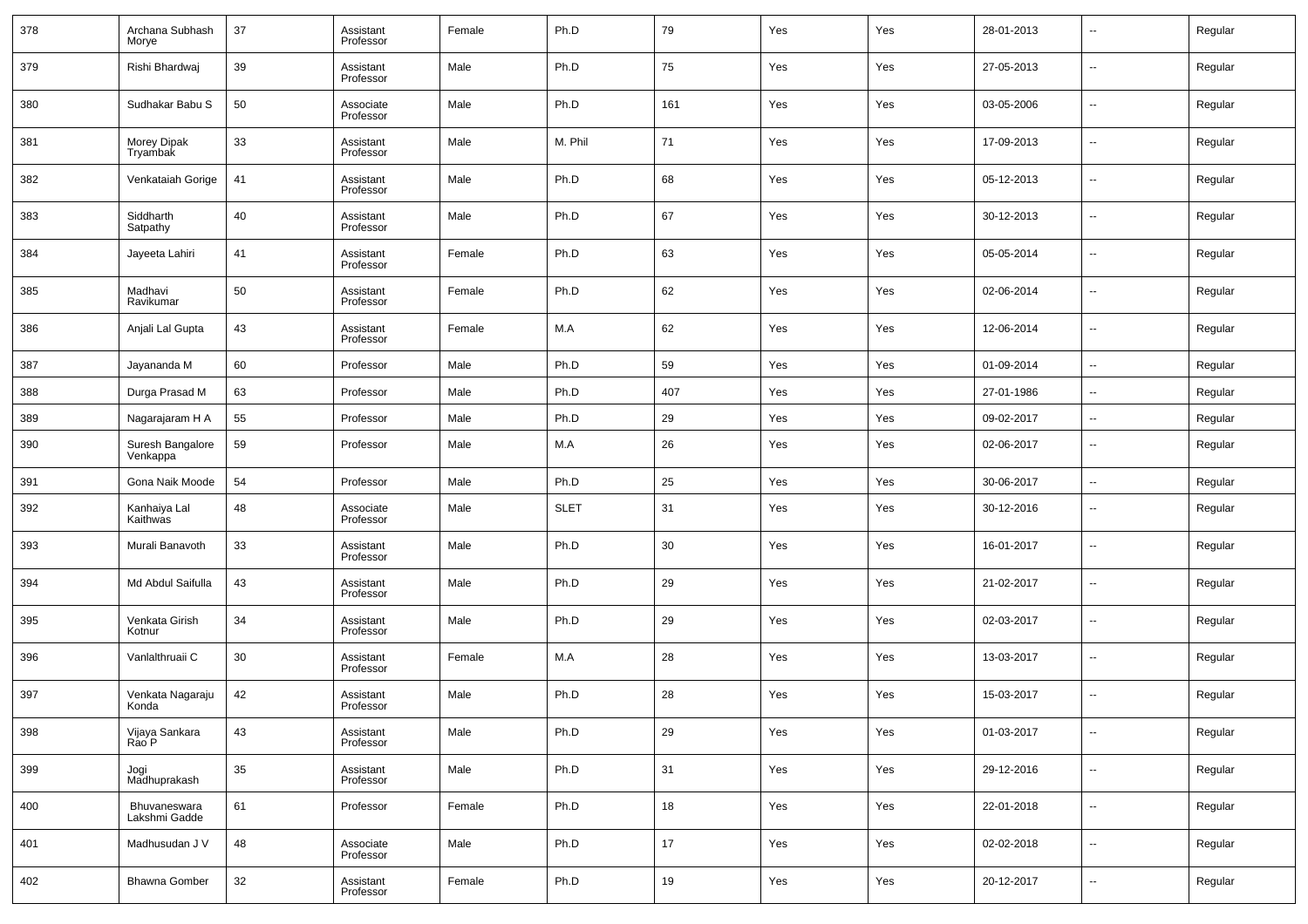| 378 | Archana Subhash Morye | 37 | Assistant Professor | Female | Ph.D | 79 | Yes | Yes | 28-01-2013 | -- | Regular |
|---|---|---|---|---|---|---|---|---|---|---|---|
| 379 | Rishi Bhardwaj | 39 | Assistant Professor | Male | Ph.D | 75 | Yes | Yes | 27-05-2013 | -- | Regular |
| 380 | Sudhakar Babu S | 50 | Associate Professor | Male | Ph.D | 161 | Yes | Yes | 03-05-2006 | -- | Regular |
| 381 | Morey Dipak Tryambak | 33 | Assistant Professor | Male | M. Phil | 71 | Yes | Yes | 17-09-2013 | -- | Regular |
| 382 | Venkataiah Gorige | 41 | Assistant Professor | Male | Ph.D | 68 | Yes | Yes | 05-12-2013 | -- | Regular |
| 383 | Siddharth Satpathy | 40 | Assistant Professor | Male | Ph.D | 67 | Yes | Yes | 30-12-2013 | -- | Regular |
| 384 | Jayeeta Lahiri | 41 | Assistant Professor | Female | Ph.D | 63 | Yes | Yes | 05-05-2014 | -- | Regular |
| 385 | Madhavi Ravikumar | 50 | Assistant Professor | Female | Ph.D | 62 | Yes | Yes | 02-06-2014 | -- | Regular |
| 386 | Anjali Lal Gupta | 43 | Assistant Professor | Female | M.A | 62 | Yes | Yes | 12-06-2014 | -- | Regular |
| 387 | Jayananda M | 60 | Professor | Male | Ph.D | 59 | Yes | Yes | 01-09-2014 | -- | Regular |
| 388 | Durga Prasad M | 63 | Professor | Male | Ph.D | 407 | Yes | Yes | 27-01-1986 | -- | Regular |
| 389 | Nagarajaram H A | 55 | Professor | Male | Ph.D | 29 | Yes | Yes | 09-02-2017 | -- | Regular |
| 390 | Suresh Bangalore Venkappa | 59 | Professor | Male | M.A | 26 | Yes | Yes | 02-06-2017 | -- | Regular |
| 391 | Gona Naik Moode | 54 | Professor | Male | Ph.D | 25 | Yes | Yes | 30-06-2017 | -- | Regular |
| 392 | Kanhaiya Lal Kaithwas | 48 | Associate Professor | Male | SLET | 31 | Yes | Yes | 30-12-2016 | -- | Regular |
| 393 | Murali Banavoth | 33 | Assistant Professor | Male | Ph.D | 30 | Yes | Yes | 16-01-2017 | -- | Regular |
| 394 | Md Abdul Saifulla | 43 | Assistant Professor | Male | Ph.D | 29 | Yes | Yes | 21-02-2017 | -- | Regular |
| 395 | Venkata Girish Kotnur | 34 | Assistant Professor | Male | Ph.D | 29 | Yes | Yes | 02-03-2017 | -- | Regular |
| 396 | Vanlalthruaii C | 30 | Assistant Professor | Female | M.A | 28 | Yes | Yes | 13-03-2017 | -- | Regular |
| 397 | Venkata Nagaraju Konda | 42 | Assistant Professor | Male | Ph.D | 28 | Yes | Yes | 15-03-2017 | -- | Regular |
| 398 | Vijaya Sankara Rao P | 43 | Assistant Professor | Male | Ph.D | 29 | Yes | Yes | 01-03-2017 | -- | Regular |
| 399 | Jogi Madhuprakash | 35 | Assistant Professor | Male | Ph.D | 31 | Yes | Yes | 29-12-2016 | -- | Regular |
| 400 | Bhuvaneswara Lakshmi Gadde | 61 | Professor | Female | Ph.D | 18 | Yes | Yes | 22-01-2018 | -- | Regular |
| 401 | Madhusudan J V | 48 | Associate Professor | Male | Ph.D | 17 | Yes | Yes | 02-02-2018 | -- | Regular |
| 402 | Bhawna Gomber | 32 | Assistant Professor | Female | Ph.D | 19 | Yes | Yes | 20-12-2017 | -- | Regular |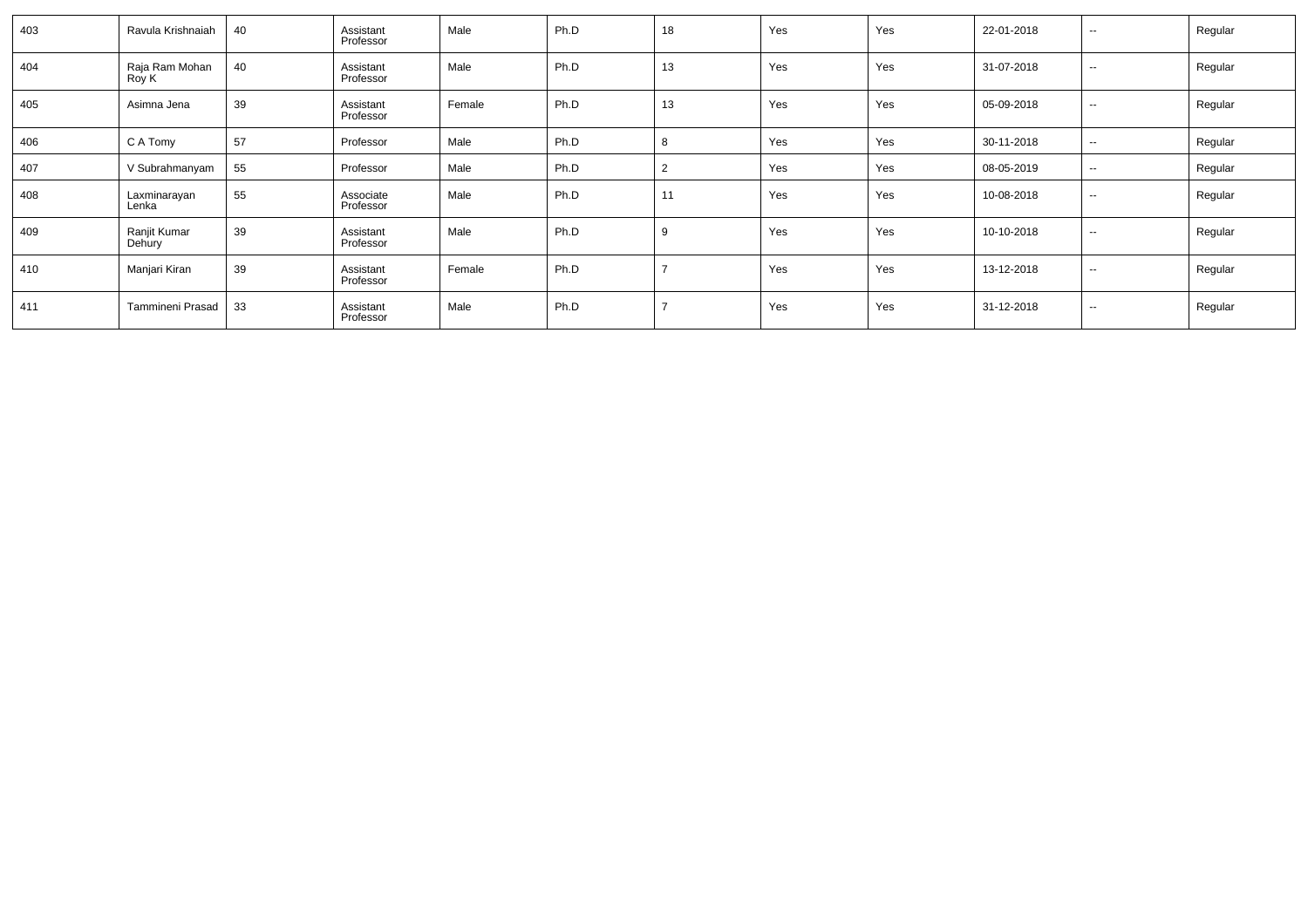| | | | | | | | | | | | |
|---|---|---|---|---|---|---|---|---|---|---|---|
| 403 | Ravula Krishnaiah | 40 | Assistant Professor | Male | Ph.D | 18 | Yes | Yes | 22-01-2018 | -- | Regular |
| 404 | Raja Ram Mohan Roy K | 40 | Assistant Professor | Male | Ph.D | 13 | Yes | Yes | 31-07-2018 | -- | Regular |
| 405 | Asimna Jena | 39 | Assistant Professor | Female | Ph.D | 13 | Yes | Yes | 05-09-2018 | -- | Regular |
| 406 | C A Tomy | 57 | Professor | Male | Ph.D | 8 | Yes | Yes | 30-11-2018 | -- | Regular |
| 407 | V Subrahmanyam | 55 | Professor | Male | Ph.D | 2 | Yes | Yes | 08-05-2019 | -- | Regular |
| 408 | Laxminarayan Lenka | 55 | Associate Professor | Male | Ph.D | 11 | Yes | Yes | 10-08-2018 | -- | Regular |
| 409 | Ranjit Kumar Dehury | 39 | Assistant Professor | Male | Ph.D | 9 | Yes | Yes | 10-10-2018 | -- | Regular |
| 410 | Manjari Kiran | 39 | Assistant Professor | Female | Ph.D | 7 | Yes | Yes | 13-12-2018 | -- | Regular |
| 411 | Tammineni Prasad | 33 | Assistant Professor | Male | Ph.D | 7 | Yes | Yes | 31-12-2018 | -- | Regular |